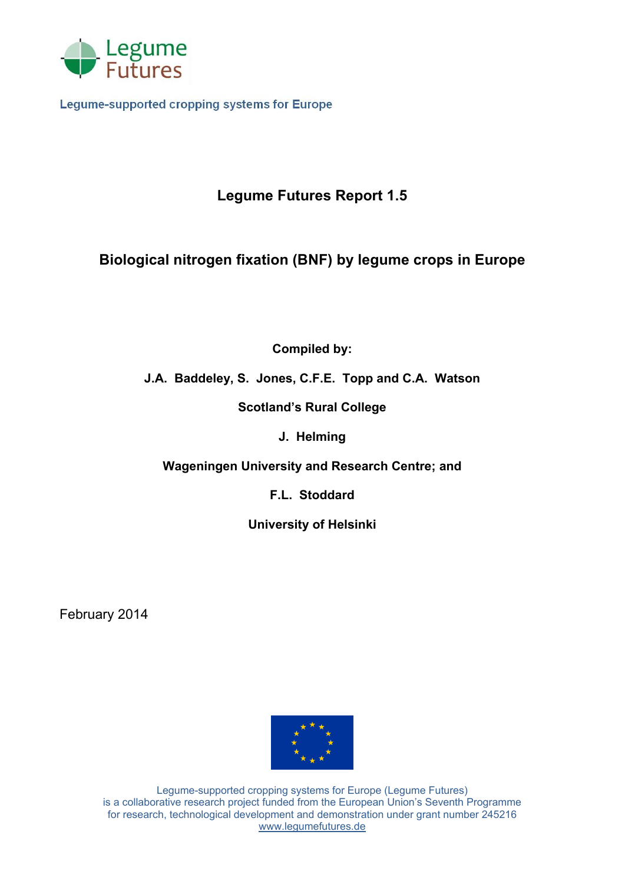Legume Futures

Legume-supported cropping systems for Europe

# Legume Futures Report 1.5

## Biological nitrogen fixation (BNF) by legume crops in Europe

**Compiled by:**

**J.A. Baddeley, S. Jones, C.F.E. Topp and C.A. Watson**

**Scotland's Rural College**

**J. Helming**

**Wageningen University and Research Centre; and**

**F.L. Stoddard**

**University of Helsinki**

February 2014

Legume-supported cropping systems for Europe (Legume Futures) is a collaborative research project funded from the European Union's Seventh Programme for research, technological development and demonstration under grant number 245216
www.legumefutures.de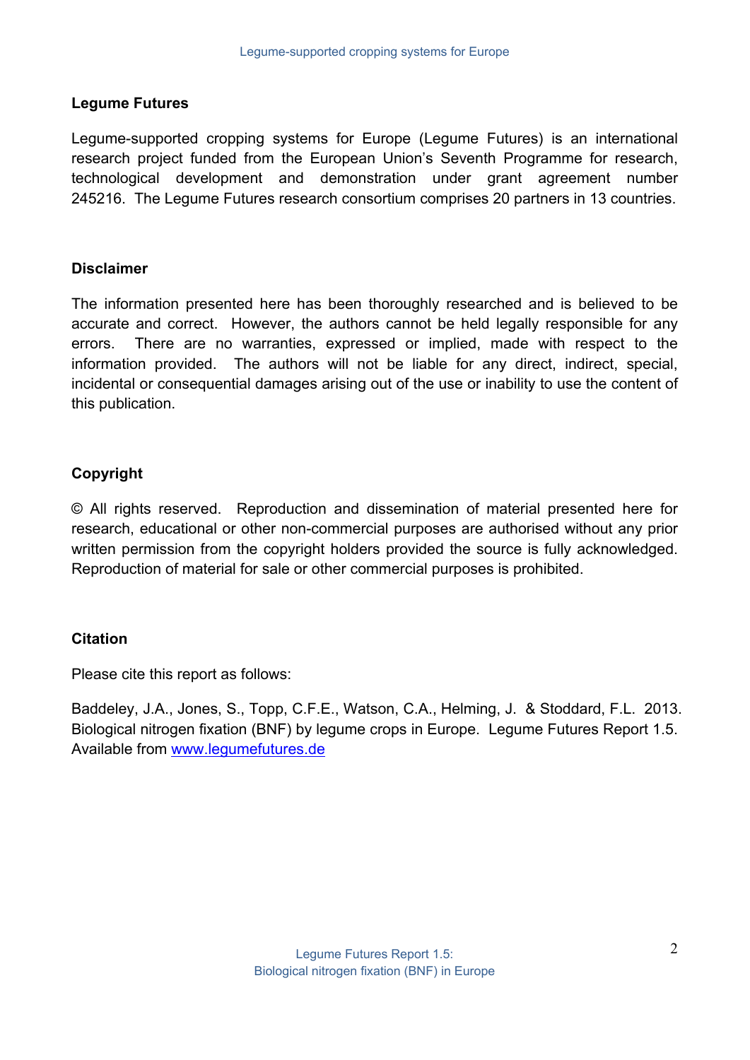## Legume Futures

Legume-supported cropping systems for Europe (Legume Futures) is an international research project funded from the European Union's Seventh Programme for research, technological development and demonstration under grant agreement number 245216. The Legume Futures research consortium comprises 20 partners in 13 countries.

## Disclaimer

The information presented here has been thoroughly researched and is believed to be accurate and correct. However, the authors cannot be held legally responsible for any errors. There are no warranties, expressed or implied, made with respect to the information provided. The authors will not be liable for any direct, indirect, special, incidental or consequential damages arising out of the use or inability to use the content of this publication.

## Copyright

© All rights reserved. Reproduction and dissemination of material presented here for research, educational or other non-commercial purposes are authorised without any prior written permission from the copyright holders provided the source is fully acknowledged. Reproduction of material for sale or other commercial purposes is prohibited.

## Citation

Please cite this report as follows:

Baddeley, J.A., Jones, S., Topp, C.F.E., Watson, C.A., Helming, J. & Stoddard, F.L. 2013. Biological nitrogen fixation (BNF) by legume crops in Europe. Legume Futures Report 1.5. Available from [www.legumefutures.de](http://www.legumefutures.de)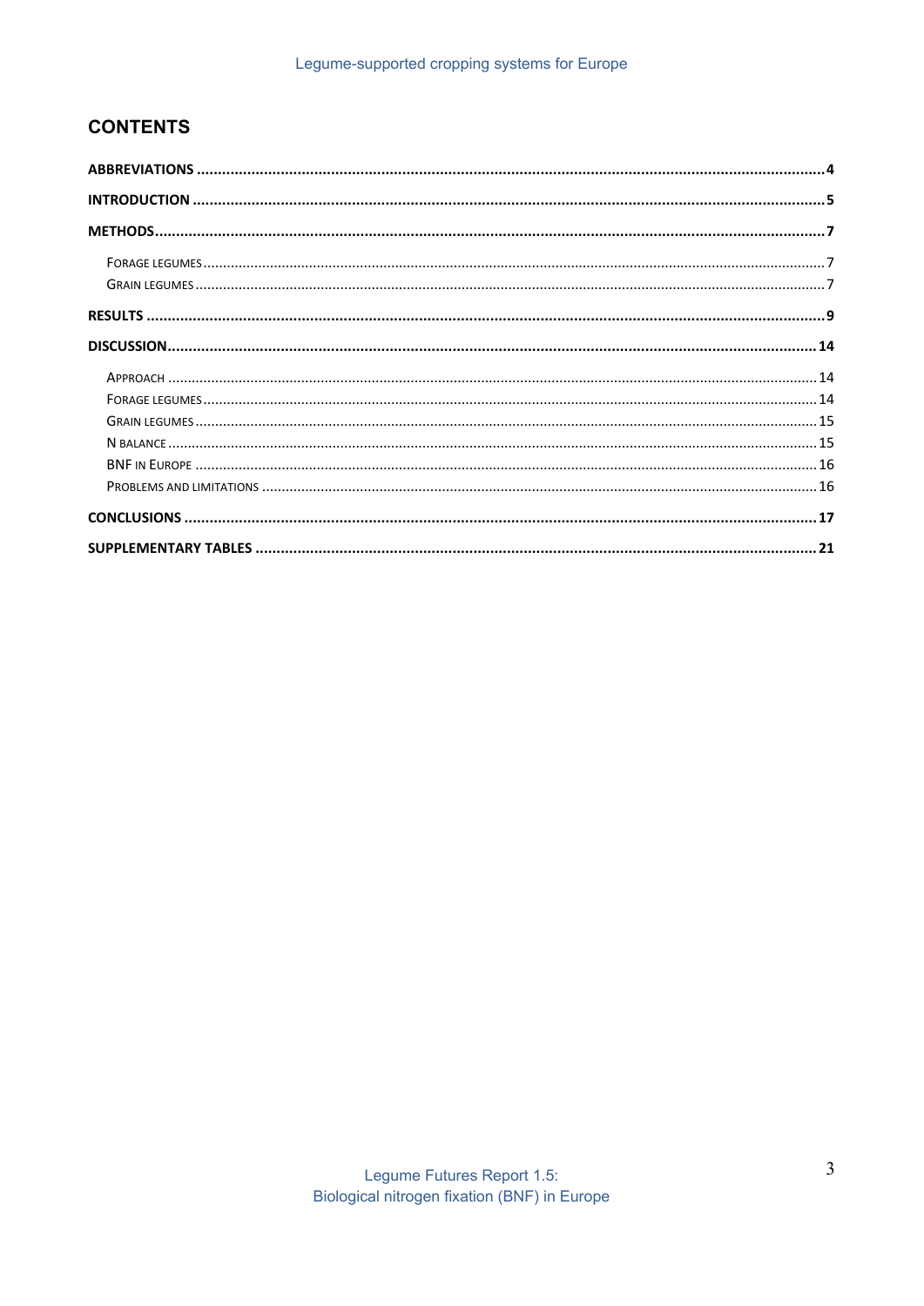## CONTENTS

**ABBREVIATIONS** .......... **4**

**INTRODUCTION** .......... **5**

**METHODS** .......... **7**

- FORAGE LEGUMES .......... 7
- GRAIN LEGUMES .......... 7

**RESULTS** .......... **9**

**DISCUSSION** .......... **14**

- APPROACH .......... 14
- FORAGE LEGUMES .......... 14
- GRAIN LEGUMES .......... 15
- N BALANCE .......... 15
- BNF IN EUROPE .......... 16
- PROBLEMS AND LIMITATIONS .......... 16

**CONCLUSIONS** .......... **17**

**SUPPLEMENTARY TABLES** .......... **21**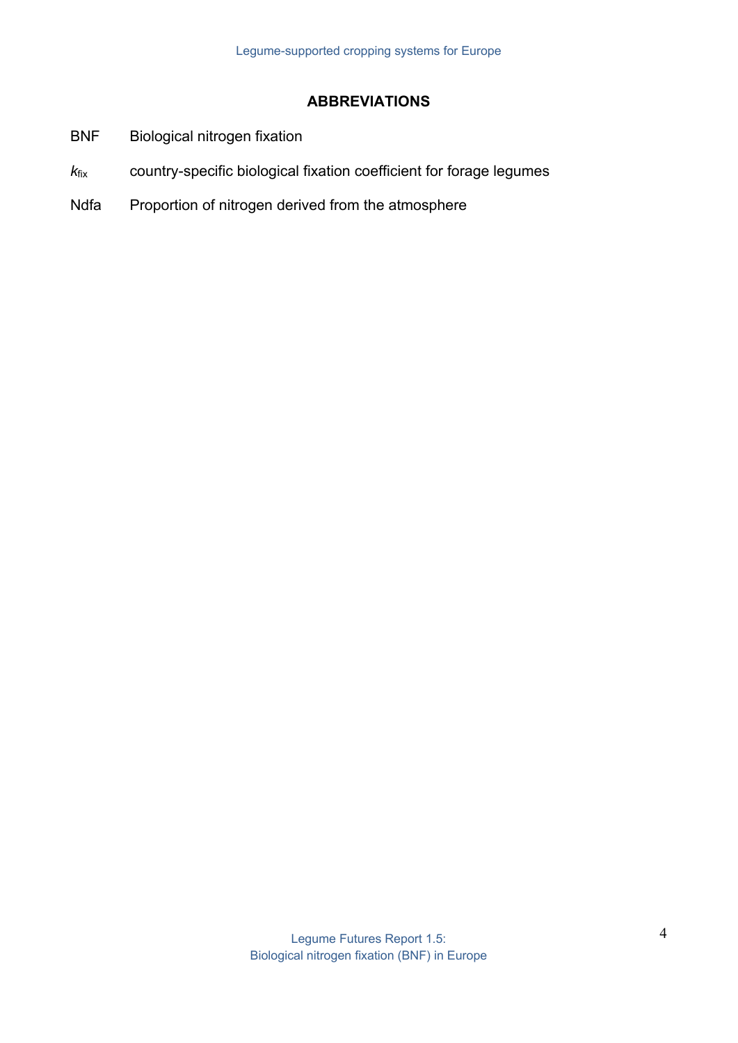## ABBREVIATIONS

| | |
|---|---|
| BNF | Biological nitrogen fixation |
| $k_{fix}$ | country-specific biological fixation coefficient for forage legumes |
| Ndfa | Proportion of nitrogen derived from the atmosphere |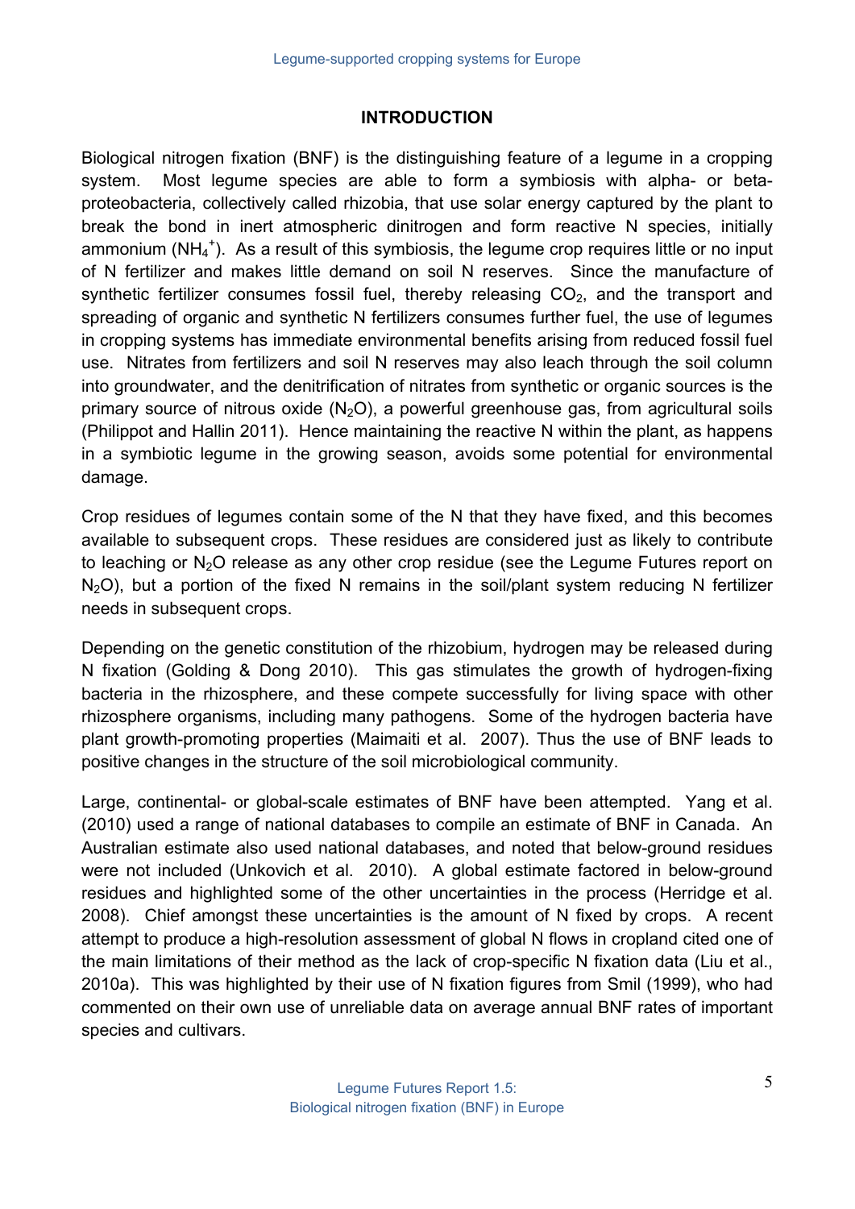## INTRODUCTION

Biological nitrogen fixation (BNF) is the distinguishing feature of a legume in a cropping system. Most legume species are able to form a symbiosis with alpha- or beta-proteobacteria, collectively called rhizobia, that use solar energy captured by the plant to break the bond in inert atmospheric dinitrogen and form reactive N species, initially ammonium ($NH_4^+$). As a result of this symbiosis, the legume crop requires little or no input of N fertilizer and makes little demand on soil N reserves. Since the manufacture of synthetic fertilizer consumes fossil fuel, thereby releasing $CO_2$, and the transport and spreading of organic and synthetic N fertilizers consumes further fuel, the use of legumes in cropping systems has immediate environmental benefits arising from reduced fossil fuel use. Nitrates from fertilizers and soil N reserves may also leach through the soil column into groundwater, and the denitrification of nitrates from synthetic or organic sources is the primary source of nitrous oxide ($N_2O$), a powerful greenhouse gas, from agricultural soils (Philippot and Hallin 2011). Hence maintaining the reactive N within the plant, as happens in a symbiotic legume in the growing season, avoids some potential for environmental damage.

Crop residues of legumes contain some of the N that they have fixed, and this becomes available to subsequent crops. These residues are considered just as likely to contribute to leaching or $N_2O$ release as any other crop residue (see the Legume Futures report on $N_2O$), but a portion of the fixed N remains in the soil/plant system reducing N fertilizer needs in subsequent crops.

Depending on the genetic constitution of the rhizobium, hydrogen may be released during N fixation (Golding & Dong 2010). This gas stimulates the growth of hydrogen-fixing bacteria in the rhizosphere, and these compete successfully for living space with other rhizosphere organisms, including many pathogens. Some of the hydrogen bacteria have plant growth-promoting properties (Maimaiti et al. 2007). Thus the use of BNF leads to positive changes in the structure of the soil microbiological community.

Large, continental- or global-scale estimates of BNF have been attempted. Yang et al. (2010) used a range of national databases to compile an estimate of BNF in Canada. An Australian estimate also used national databases, and noted that below-ground residues were not included (Unkovich et al. 2010). A global estimate factored in below-ground residues and highlighted some of the other uncertainties in the process (Herridge et al. 2008). Chief amongst these uncertainties is the amount of N fixed by crops. A recent attempt to produce a high-resolution assessment of global N flows in cropland cited one of the main limitations of their method as the lack of crop-specific N fixation data (Liu et al., 2010a). This was highlighted by their use of N fixation figures from Smil (1999), who had commented on their own use of unreliable data on average annual BNF rates of important species and cultivars.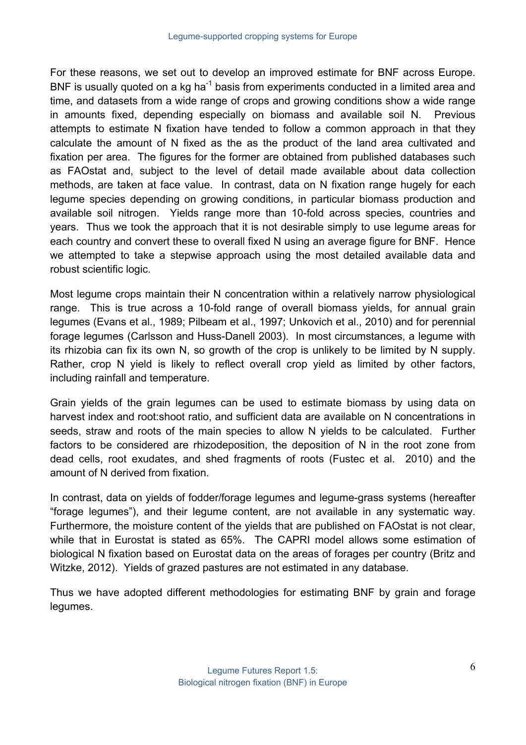For these reasons, we set out to develop an improved estimate for BNF across Europe. BNF is usually quoted on a kg $ha^{-1}$ basis from experiments conducted in a limited area and time, and datasets from a wide range of crops and growing conditions show a wide range in amounts fixed, depending especially on biomass and available soil N. Previous attempts to estimate N fixation have tended to follow a common approach in that they calculate the amount of N fixed as the as the product of the land area cultivated and fixation per area. The figures for the former are obtained from published databases such as FAOstat and, subject to the level of detail made available about data collection methods, are taken at face value. In contrast, data on N fixation range hugely for each legume species depending on growing conditions, in particular biomass production and available soil nitrogen. Yields range more than 10-fold across species, countries and years. Thus we took the approach that it is not desirable simply to use legume areas for each country and convert these to overall fixed N using an average figure for BNF. Hence we attempted to take a stepwise approach using the most detailed available data and robust scientific logic.

Most legume crops maintain their N concentration within a relatively narrow physiological range. This is true across a 10-fold range of overall biomass yields, for annual grain legumes (Evans et al., 1989; Pilbeam et al., 1997; Unkovich et al., 2010) and for perennial forage legumes (Carlsson and Huss-Danell 2003). In most circumstances, a legume with its rhizobia can fix its own N, so growth of the crop is unlikely to be limited by N supply. Rather, crop N yield is likely to reflect overall crop yield as limited by other factors, including rainfall and temperature.

Grain yields of the grain legumes can be used to estimate biomass by using data on harvest index and root:shoot ratio, and sufficient data are available on N concentrations in seeds, straw and roots of the main species to allow N yields to be calculated. Further factors to be considered are rhizodeposition, the deposition of N in the root zone from dead cells, root exudates, and shed fragments of roots (Fustec et al. 2010) and the amount of N derived from fixation.

In contrast, data on yields of fodder/forage legumes and legume-grass systems (hereafter "forage legumes"), and their legume content, are not available in any systematic way. Furthermore, the moisture content of the yields that are published on FAOstat is not clear, while that in Eurostat is stated as 65%. The CAPRI model allows some estimation of biological N fixation based on Eurostat data on the areas of forages per country (Britz and Witzke, 2012). Yields of grazed pastures are not estimated in any database.

Thus we have adopted different methodologies for estimating BNF by grain and forage legumes.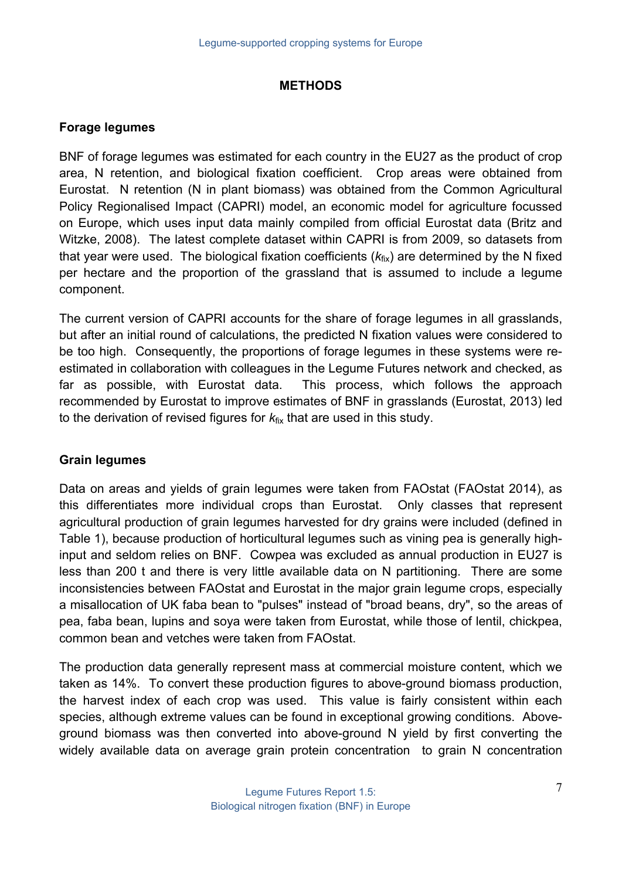## METHODS

### Forage legumes

BNF of forage legumes was estimated for each country in the EU27 as the product of crop area, N retention, and biological fixation coefficient. Crop areas were obtained from Eurostat. N retention (N in plant biomass) was obtained from the Common Agricultural Policy Regionalised Impact (CAPRI) model, an economic model for agriculture focussed on Europe, which uses input data mainly compiled from official Eurostat data (Britz and Witzke, 2008). The latest complete dataset within CAPRI is from 2009, so datasets from that year were used. The biological fixation coefficients ($k_{fix}$) are determined by the N fixed per hectare and the proportion of the grassland that is assumed to include a legume component.

The current version of CAPRI accounts for the share of forage legumes in all grasslands, but after an initial round of calculations, the predicted N fixation values were considered to be too high. Consequently, the proportions of forage legumes in these systems were re-estimated in collaboration with colleagues in the Legume Futures network and checked, as far as possible, with Eurostat data. This process, which follows the approach recommended by Eurostat to improve estimates of BNF in grasslands (Eurostat, 2013) led to the derivation of revised figures for $k_{fix}$ that are used in this study.

### Grain legumes

Data on areas and yields of grain legumes were taken from FAOstat (FAOstat 2014), as this differentiates more individual crops than Eurostat. Only classes that represent agricultural production of grain legumes harvested for dry grains were included (defined in Table 1), because production of horticultural legumes such as vining pea is generally high-input and seldom relies on BNF. Cowpea was excluded as annual production in EU27 is less than 200 t and there is very little available data on N partitioning. There are some inconsistencies between FAOstat and Eurostat in the major grain legume crops, especially a misallocation of UK faba bean to "pulses" instead of "broad beans, dry", so the areas of pea, faba bean, lupins and soya were taken from Eurostat, while those of lentil, chickpea, common bean and vetches were taken from FAOstat.

The production data generally represent mass at commercial moisture content, which we taken as 14%. To convert these production figures to above-ground biomass production, the harvest index of each crop was used. This value is fairly consistent within each species, although extreme values can be found in exceptional growing conditions. Above-ground biomass was then converted into above-ground N yield by first converting the widely available data on average grain protein concentration to grain N concentration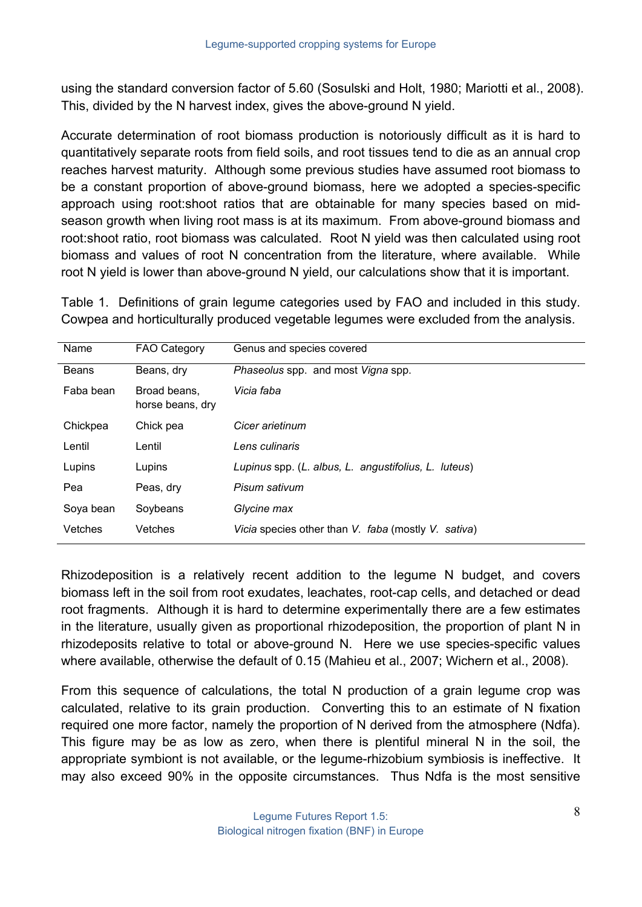using the standard conversion factor of 5.60 (Sosulski and Holt, 1980; Mariotti et al., 2008). This, divided by the N harvest index, gives the above-ground N yield.

Accurate determination of root biomass production is notoriously difficult as it is hard to quantitatively separate roots from field soils, and root tissues tend to die as an annual crop reaches harvest maturity. Although some previous studies have assumed root biomass to be a constant proportion of above-ground biomass, here we adopted a species-specific approach using root:shoot ratios that are obtainable for many species based on mid-season growth when living root mass is at its maximum. From above-ground biomass and root:shoot ratio, root biomass was calculated. Root N yield was then calculated using root biomass and values of root N concentration from the literature, where available. While root N yield is lower than above-ground N yield, our calculations show that it is important.

Table 1. Definitions of grain legume categories used by FAO and included in this study. Cowpea and horticulturally produced vegetable legumes were excluded from the analysis.

| Name | FAO Category | Genus and species covered |
|---|---|---|
| Beans | Beans, dry | *Phaseolus* spp. and most *Vigna* spp. |
| Faba bean | Broad beans, horse beans, dry | *Vicia faba* |
| Chickpea | Chick pea | *Cicer arietinum* |
| Lentil | Lentil | *Lens culinaris* |
| Lupins | Lupins | *Lupinus* spp. (*L. albus, L. angustifolius, L. luteus*) |
| Pea | Peas, dry | *Pisum sativum* |
| Soya bean | Soybeans | *Glycine max* |
| Vetches | Vetches | *Vicia* species other than *V. faba* (mostly *V. sativa*) |

Rhizodeposition is a relatively recent addition to the legume N budget, and covers biomass left in the soil from root exudates, leachates, root-cap cells, and detached or dead root fragments. Although it is hard to determine experimentally there are a few estimates in the literature, usually given as proportional rhizodeposition, the proportion of plant N in rhizodeposits relative to total or above-ground N. Here we use species-specific values where available, otherwise the default of 0.15 (Mahieu et al., 2007; Wichern et al., 2008).

From this sequence of calculations, the total N production of a grain legume crop was calculated, relative to its grain production. Converting this to an estimate of N fixation required one more factor, namely the proportion of N derived from the atmosphere (Ndfa). This figure may be as low as zero, when there is plentiful mineral N in the soil, the appropriate symbiont is not available, or the legume-rhizobium symbiosis is ineffective. It may also exceed 90% in the opposite circumstances. Thus Ndfa is the most sensitive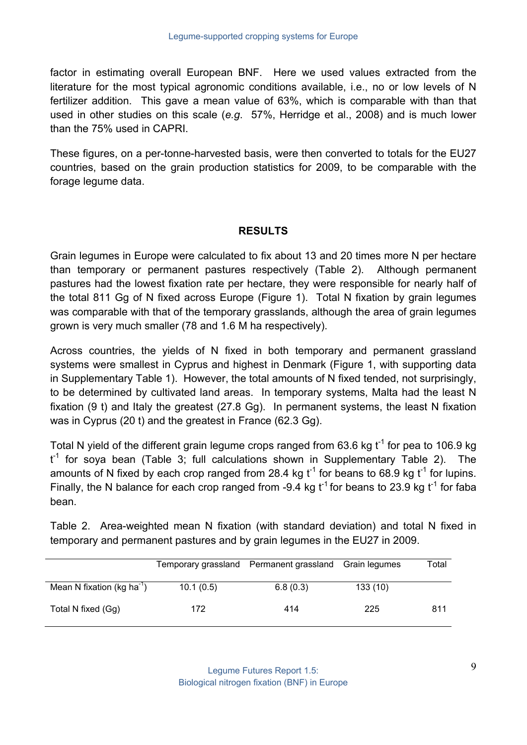factor in estimating overall European BNF. Here we used values extracted from the literature for the most typical agronomic conditions available, i.e., no or low levels of N fertilizer addition. This gave a mean value of 63%, which is comparable with than that used in other studies on this scale (*e.g.* 57%, Herridge et al., 2008) and is much lower than the 75% used in CAPRI.

These figures, on a per-tonne-harvested basis, were then converted to totals for the EU27 countries, based on the grain production statistics for 2009, to be comparable with the forage legume data.

## RESULTS

Grain legumes in Europe were calculated to fix about 13 and 20 times more N per hectare than temporary or permanent pastures respectively (Table 2). Although permanent pastures had the lowest fixation rate per hectare, they were responsible for nearly half of the total 811 Gg of N fixed across Europe (Figure 1). Total N fixation by grain legumes was comparable with that of the temporary grasslands, although the area of grain legumes grown is very much smaller (78 and 1.6 M ha respectively).

Across countries, the yields of N fixed in both temporary and permanent grassland systems were smallest in Cyprus and highest in Denmark (Figure 1, with supporting data in Supplementary Table 1). However, the total amounts of N fixed tended, not surprisingly, to be determined by cultivated land areas. In temporary systems, Malta had the least N fixation (9 t) and Italy the greatest (27.8 Gg). In permanent systems, the least N fixation was in Cyprus (20 t) and the greatest in France (62.3 Gg).

Total N yield of the different grain legume crops ranged from 63.6 kg $t^{-1}$ for pea to 106.9 kg $t^{-1}$ for soya bean (Table 3; full calculations shown in Supplementary Table 2). The amounts of N fixed by each crop ranged from 28.4 kg $t^{-1}$ for beans to 68.9 kg $t^{-1}$ for lupins. Finally, the N balance for each crop ranged from -9.4 kg $t^{-1}$ for beans to 23.9 kg $t^{-1}$ for faba bean.

Table 2. Area-weighted mean N fixation (with standard deviation) and total N fixed in temporary and permanent pastures and by grain legumes in the EU27 in 2009.

| | Temporary grassland | Permanent grassland | Grain legumes | Total |
|---|---|---|---|---|
| Mean N fixation (kg $ha^{-1}$) | 10.1 (0.5) | 6.8 (0.3) | 133 (10) | |
| Total N fixed (Gg) | 172 | 414 | 225 | 811 |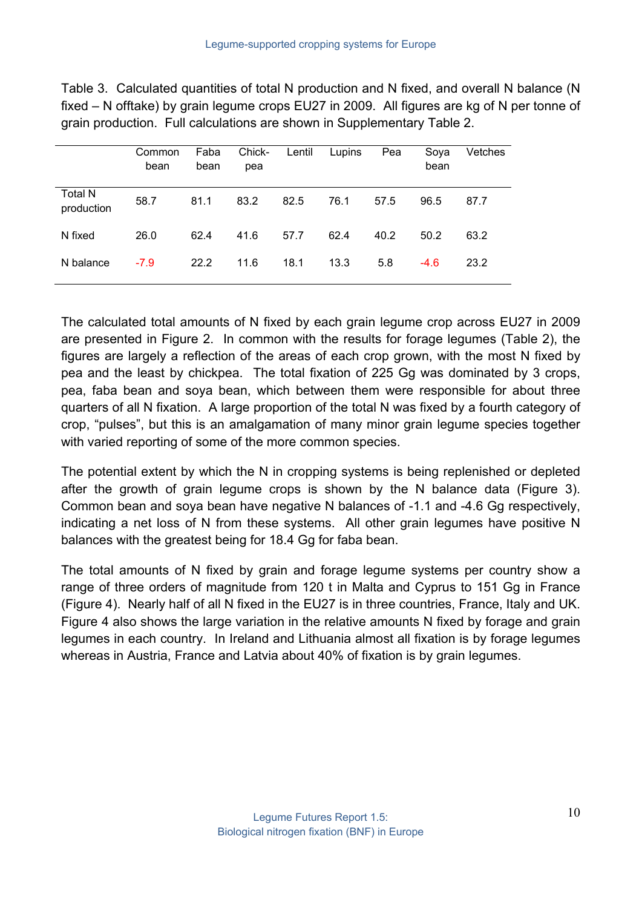Table 3. Calculated quantities of total N production and N fixed, and overall N balance (N fixed – N offtake) by grain legume crops EU27 in 2009. All figures are kg of N per tonne of grain production. Full calculations are shown in Supplementary Table 2.

| | Common bean | Faba bean | Chick-pea | Lentil | Lupins | Pea | Soya bean | Vetches |
|---|---|---|---|---|---|---|---|---|
| Total N production | 58.7 | 81.1 | 83.2 | 82.5 | 76.1 | 57.5 | 96.5 | 87.7 |
| N fixed | 26.0 | 62.4 | 41.6 | 57.7 | 62.4 | 40.2 | 50.2 | 63.2 |
| N balance | -7.9 | 22.2 | 11.6 | 18.1 | 13.3 | 5.8 | -4.6 | 23.2 |

The calculated total amounts of N fixed by each grain legume crop across EU27 in 2009 are presented in Figure 2. In common with the results for forage legumes (Table 2), the figures are largely a reflection of the areas of each crop grown, with the most N fixed by pea and the least by chickpea. The total fixation of 225 Gg was dominated by 3 crops, pea, faba bean and soya bean, which between them were responsible for about three quarters of all N fixation. A large proportion of the total N was fixed by a fourth category of crop, "pulses", but this is an amalgamation of many minor grain legume species together with varied reporting of some of the more common species.

The potential extent by which the N in cropping systems is being replenished or depleted after the growth of grain legume crops is shown by the N balance data (Figure 3). Common bean and soya bean have negative N balances of -1.1 and -4.6 Gg respectively, indicating a net loss of N from these systems. All other grain legumes have positive N balances with the greatest being for 18.4 Gg for faba bean.

The total amounts of N fixed by grain and forage legume systems per country show a range of three orders of magnitude from 120 t in Malta and Cyprus to 151 Gg in France (Figure 4). Nearly half of all N fixed in the EU27 is in three countries, France, Italy and UK. Figure 4 also shows the large variation in the relative amounts N fixed by forage and grain legumes in each country. In Ireland and Lithuania almost all fixation is by forage legumes whereas in Austria, France and Latvia about 40% of fixation is by grain legumes.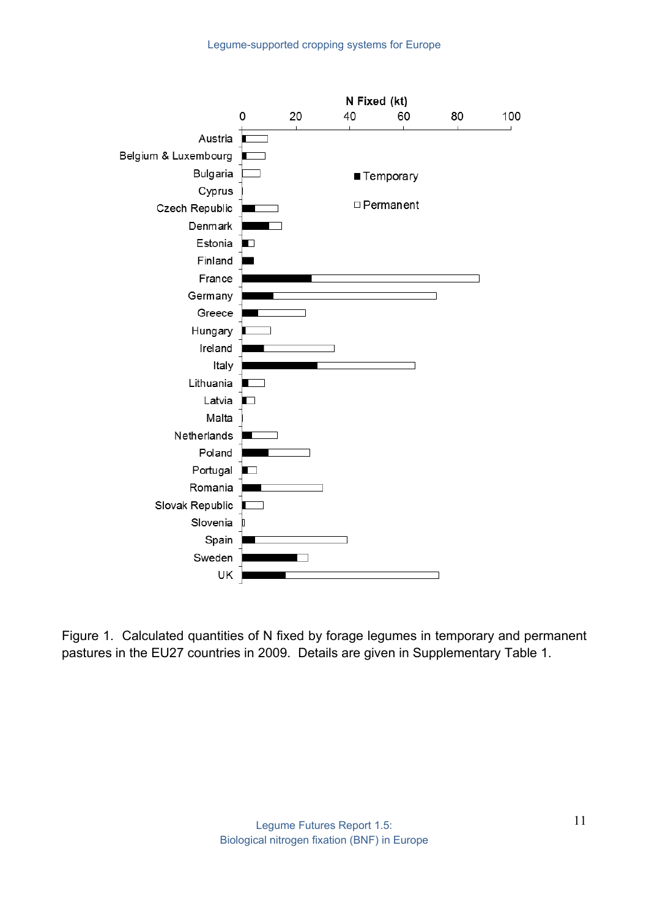Figure 1. Calculated quantities of N fixed by forage legumes in temporary and permanent pastures in the EU27 countries in 2009. Details are given in Supplementary Table 1.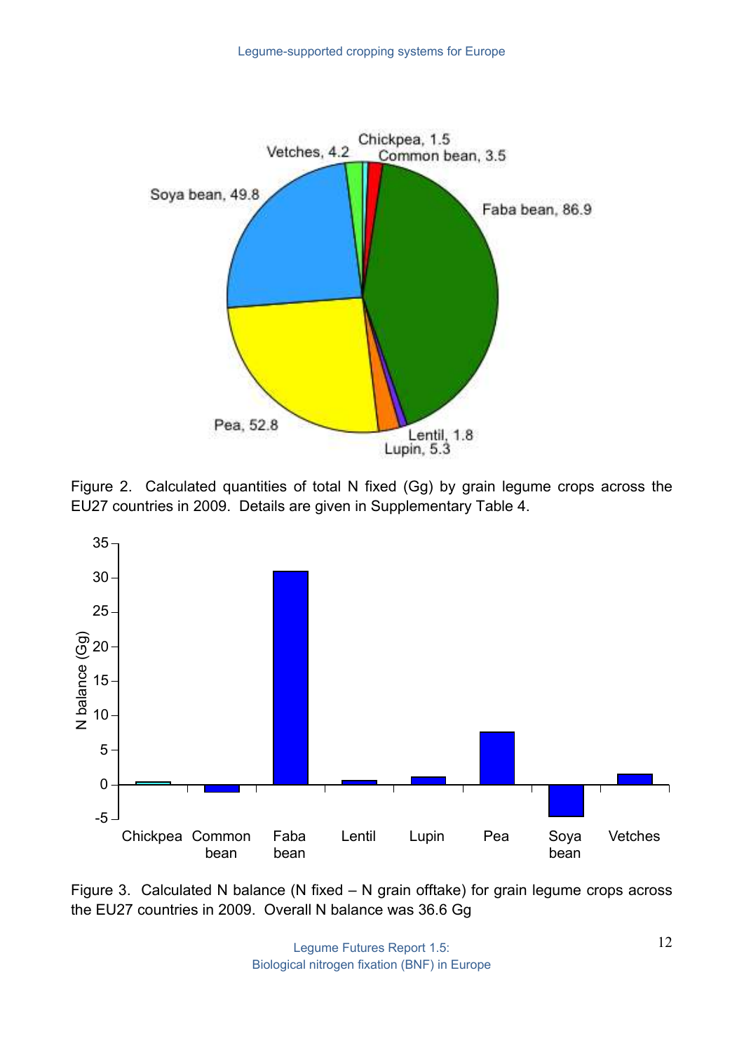Figure 2. Calculated quantities of total N fixed (Gg) by grain legume crops across the EU27 countries in 2009. Details are given in Supplementary Table 4.

Figure 3. Calculated N balance (N fixed – N grain offtake) for grain legume crops across the EU27 countries in 2009. Overall N balance was 36.6 Gg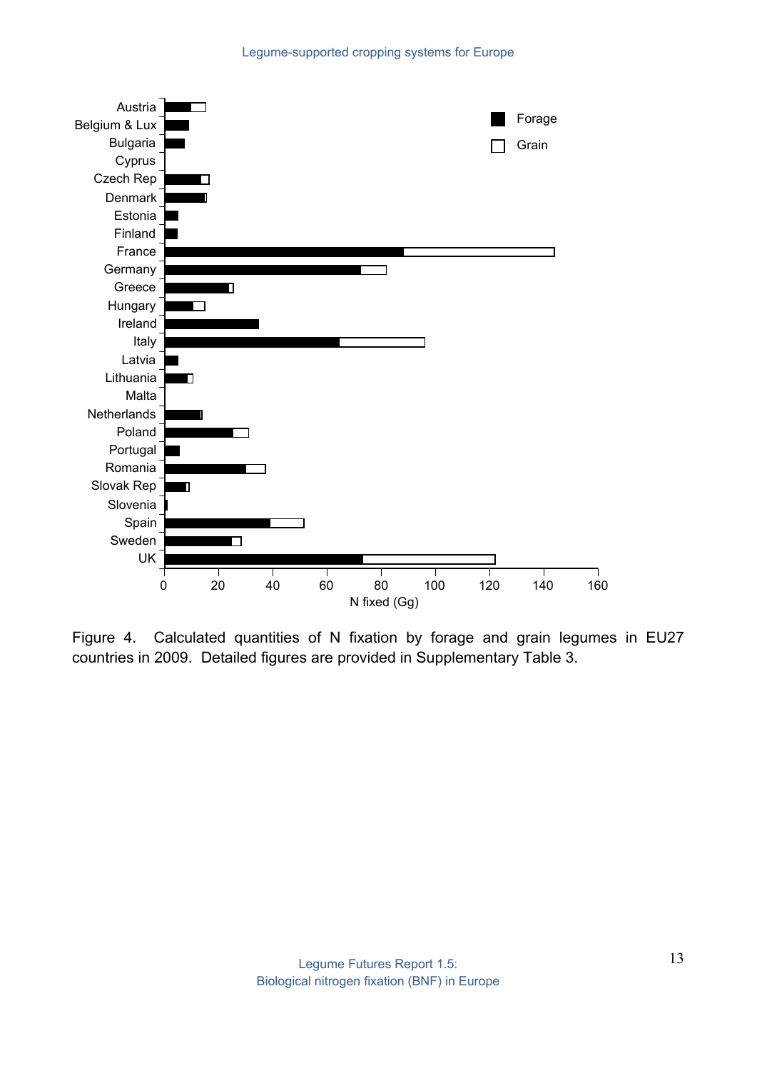Figure 4. Calculated quantities of N fixation by forage and grain legumes in EU27 countries in 2009. Detailed figures are provided in Supplementary Table 3.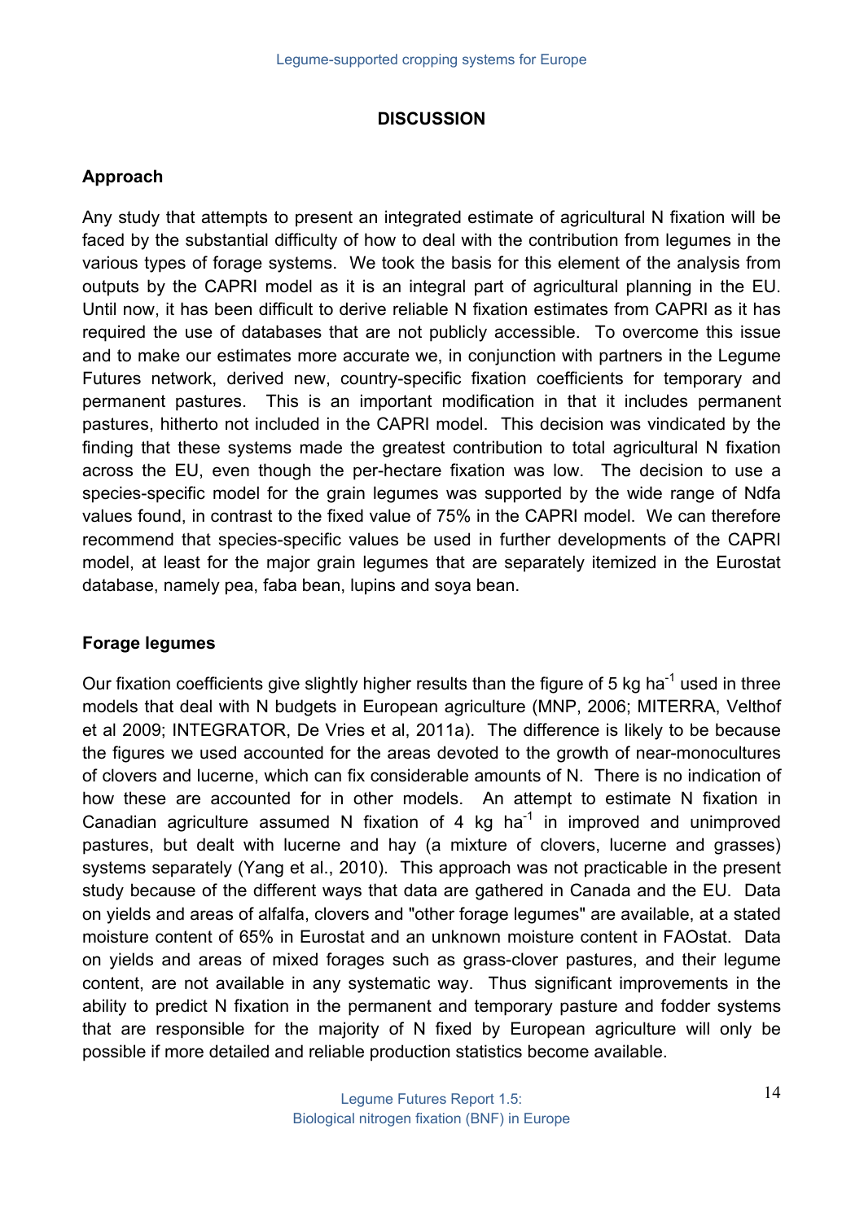## DISCUSSION

### Approach

Any study that attempts to present an integrated estimate of agricultural N fixation will be faced by the substantial difficulty of how to deal with the contribution from legumes in the various types of forage systems. We took the basis for this element of the analysis from outputs by the CAPRI model as it is an integral part of agricultural planning in the EU. Until now, it has been difficult to derive reliable N fixation estimates from CAPRI as it has required the use of databases that are not publicly accessible. To overcome this issue and to make our estimates more accurate we, in conjunction with partners in the Legume Futures network, derived new, country-specific fixation coefficients for temporary and permanent pastures. This is an important modification in that it includes permanent pastures, hitherto not included in the CAPRI model. This decision was vindicated by the finding that these systems made the greatest contribution to total agricultural N fixation across the EU, even though the per-hectare fixation was low. The decision to use a species-specific model for the grain legumes was supported by the wide range of Ndfa values found, in contrast to the fixed value of 75% in the CAPRI model. We can therefore recommend that species-specific values be used in further developments of the CAPRI model, at least for the major grain legumes that are separately itemized in the Eurostat database, namely pea, faba bean, lupins and soya bean.

### Forage legumes

Our fixation coefficients give slightly higher results than the figure of 5 kg $ha^{-1}$ used in three models that deal with N budgets in European agriculture (MNP, 2006; MITERRA, Velthof et al 2009; INTEGRATOR, De Vries et al, 2011a). The difference is likely to be because the figures we used accounted for the areas devoted to the growth of near-monocultures of clovers and lucerne, which can fix considerable amounts of N. There is no indication of how these are accounted for in other models. An attempt to estimate N fixation in Canadian agriculture assumed N fixation of 4 kg $ha^{-1}$ in improved and unimproved pastures, but dealt with lucerne and hay (a mixture of clovers, lucerne and grasses) systems separately (Yang et al., 2010). This approach was not practicable in the present study because of the different ways that data are gathered in Canada and the EU. Data on yields and areas of alfalfa, clovers and "other forage legumes" are available, at a stated moisture content of 65% in Eurostat and an unknown moisture content in FAOstat. Data on yields and areas of mixed forages such as grass-clover pastures, and their legume content, are not available in any systematic way. Thus significant improvements in the ability to predict N fixation in the permanent and temporary pasture and fodder systems that are responsible for the majority of N fixed by European agriculture will only be possible if more detailed and reliable production statistics become available.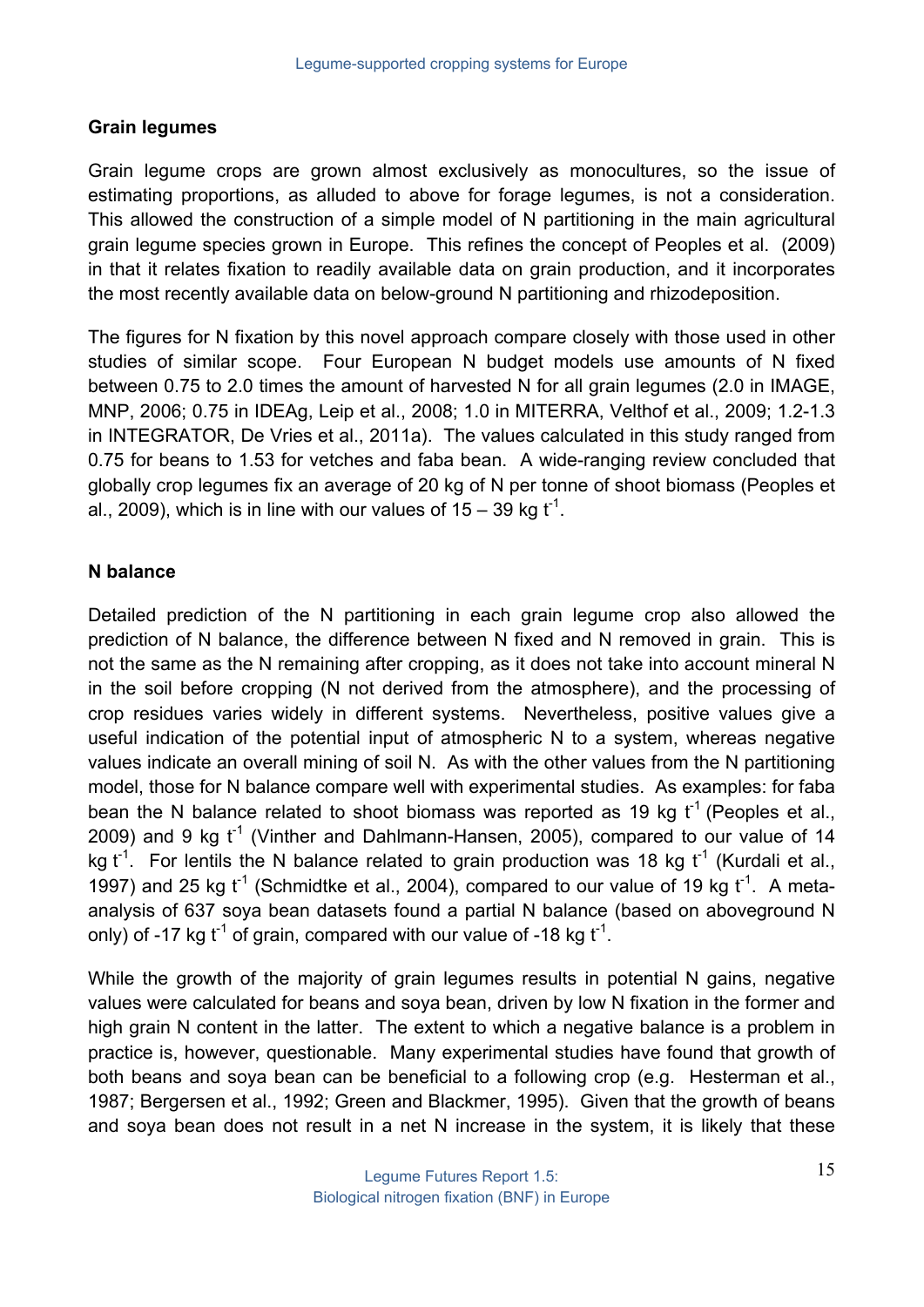## Grain legumes

Grain legume crops are grown almost exclusively as monocultures, so the issue of estimating proportions, as alluded to above for forage legumes, is not a consideration. This allowed the construction of a simple model of N partitioning in the main agricultural grain legume species grown in Europe. This refines the concept of Peoples et al. (2009) in that it relates fixation to readily available data on grain production, and it incorporates the most recently available data on below-ground N partitioning and rhizodeposition.

The figures for N fixation by this novel approach compare closely with those used in other studies of similar scope. Four European N budget models use amounts of N fixed between 0.75 to 2.0 times the amount of harvested N for all grain legumes (2.0 in IMAGE, MNP, 2006; 0.75 in IDEAg, Leip et al., 2008; 1.0 in MITERRA, Velthof et al., 2009; 1.2-1.3 in INTEGRATOR, De Vries et al., 2011a). The values calculated in this study ranged from 0.75 for beans to 1.53 for vetches and faba bean. A wide-ranging review concluded that globally crop legumes fix an average of 20 kg of N per tonne of shoot biomass (Peoples et al., 2009), which is in line with our values of 15 – 39 kg $t^{-1}$.

## N balance

Detailed prediction of the N partitioning in each grain legume crop also allowed the prediction of N balance, the difference between N fixed and N removed in grain. This is not the same as the N remaining after cropping, as it does not take into account mineral N in the soil before cropping (N not derived from the atmosphere), and the processing of crop residues varies widely in different systems. Nevertheless, positive values give a useful indication of the potential input of atmospheric N to a system, whereas negative values indicate an overall mining of soil N. As with the other values from the N partitioning model, those for N balance compare well with experimental studies. As examples: for faba bean the N balance related to shoot biomass was reported as 19 kg $t^{-1}$ (Peoples et al., 2009) and 9 kg $t^{-1}$ (Vinther and Dahlmann-Hansen, 2005), compared to our value of 14 kg $t^{-1}$. For lentils the N balance related to grain production was 18 kg $t^{-1}$ (Kurdali et al., 1997) and 25 kg $t^{-1}$ (Schmidtke et al., 2004), compared to our value of 19 kg $t^{-1}$. A meta-analysis of 637 soya bean datasets found a partial N balance (based on aboveground N only) of -17 kg $t^{-1}$ of grain, compared with our value of -18 kg $t^{-1}$.

While the growth of the majority of grain legumes results in potential N gains, negative values were calculated for beans and soya bean, driven by low N fixation in the former and high grain N content in the latter. The extent to which a negative balance is a problem in practice is, however, questionable. Many experimental studies have found that growth of both beans and soya bean can be beneficial to a following crop (e.g. Hesterman et al., 1987; Bergersen et al., 1992; Green and Blackmer, 1995). Given that the growth of beans and soya bean does not result in a net N increase in the system, it is likely that these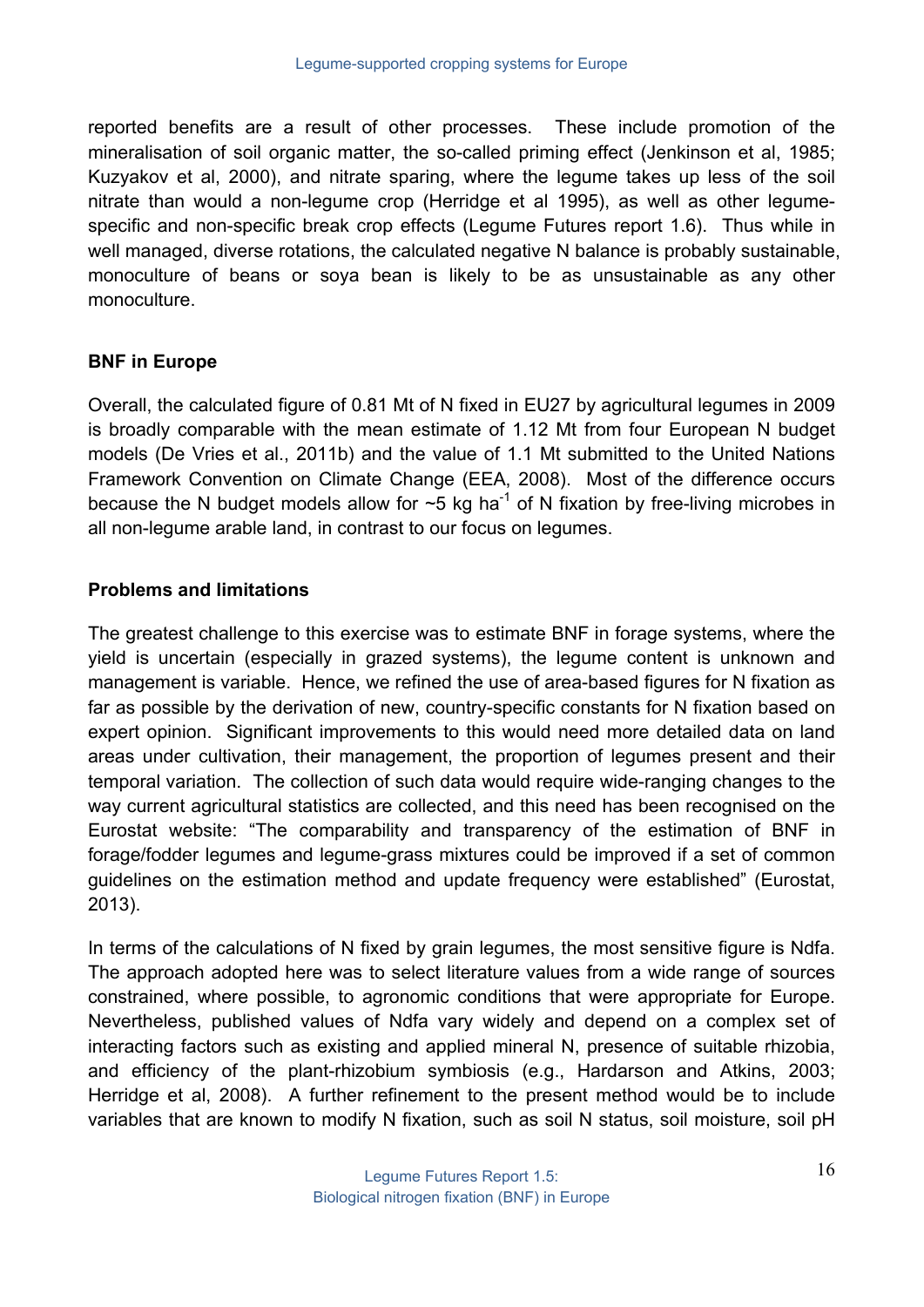reported benefits are a result of other processes. These include promotion of the mineralisation of soil organic matter, the so-called priming effect (Jenkinson et al, 1985; Kuzyakov et al, 2000), and nitrate sparing, where the legume takes up less of the soil nitrate than would a non-legume crop (Herridge et al 1995), as well as other legume-specific and non-specific break crop effects (Legume Futures report 1.6). Thus while in well managed, diverse rotations, the calculated negative N balance is probably sustainable, monoculture of beans or soya bean is likely to be as unsustainable as any other monoculture.

**BNF in Europe**

Overall, the calculated figure of 0.81 Mt of N fixed in EU27 by agricultural legumes in 2009 is broadly comparable with the mean estimate of 1.12 Mt from four European N budget models (De Vries et al., 2011b) and the value of 1.1 Mt submitted to the United Nations Framework Convention on Climate Change (EEA, 2008). Most of the difference occurs because the N budget models allow for ~5 kg $ha^{-1}$ of N fixation by free-living microbes in all non-legume arable land, in contrast to our focus on legumes.

**Problems and limitations**

The greatest challenge to this exercise was to estimate BNF in forage systems, where the yield is uncertain (especially in grazed systems), the legume content is unknown and management is variable. Hence, we refined the use of area-based figures for N fixation as far as possible by the derivation of new, country-specific constants for N fixation based on expert opinion. Significant improvements to this would need more detailed data on land areas under cultivation, their management, the proportion of legumes present and their temporal variation. The collection of such data would require wide-ranging changes to the way current agricultural statistics are collected, and this need has been recognised on the Eurostat website: "The comparability and transparency of the estimation of BNF in forage/fodder legumes and legume-grass mixtures could be improved if a set of common guidelines on the estimation method and update frequency were established" (Eurostat, 2013).

In terms of the calculations of N fixed by grain legumes, the most sensitive figure is Ndfa. The approach adopted here was to select literature values from a wide range of sources constrained, where possible, to agronomic conditions that were appropriate for Europe. Nevertheless, published values of Ndfa vary widely and depend on a complex set of interacting factors such as existing and applied mineral N, presence of suitable rhizobia, and efficiency of the plant-rhizobium symbiosis (e.g., Hardarson and Atkins, 2003; Herridge et al, 2008). A further refinement to the present method would be to include variables that are known to modify N fixation, such as soil N status, soil moisture, soil pH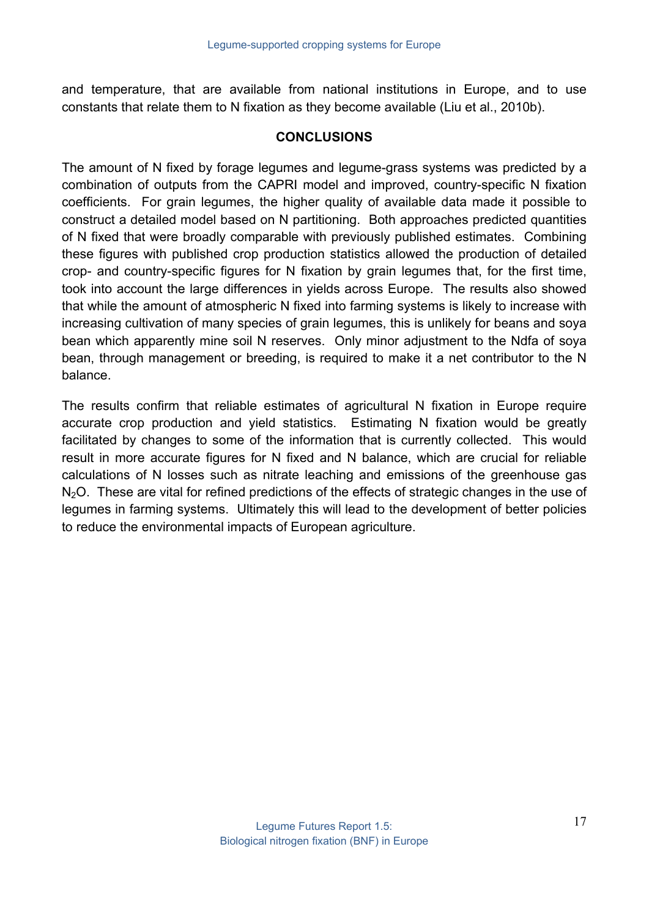and temperature, that are available from national institutions in Europe, and to use constants that relate them to N fixation as they become available (Liu et al., 2010b).

## CONCLUSIONS

The amount of N fixed by forage legumes and legume-grass systems was predicted by a combination of outputs from the CAPRI model and improved, country-specific N fixation coefficients. For grain legumes, the higher quality of available data made it possible to construct a detailed model based on N partitioning. Both approaches predicted quantities of N fixed that were broadly comparable with previously published estimates. Combining these figures with published crop production statistics allowed the production of detailed crop- and country-specific figures for N fixation by grain legumes that, for the first time, took into account the large differences in yields across Europe. The results also showed that while the amount of atmospheric N fixed into farming systems is likely to increase with increasing cultivation of many species of grain legumes, this is unlikely for beans and soya bean which apparently mine soil N reserves. Only minor adjustment to the Ndfa of soya bean, through management or breeding, is required to make it a net contributor to the N balance.

The results confirm that reliable estimates of agricultural N fixation in Europe require accurate crop production and yield statistics. Estimating N fixation would be greatly facilitated by changes to some of the information that is currently collected. This would result in more accurate figures for N fixed and N balance, which are crucial for reliable calculations of N losses such as nitrate leaching and emissions of the greenhouse gas $N_2O$. These are vital for refined predictions of the effects of strategic changes in the use of legumes in farming systems. Ultimately this will lead to the development of better policies to reduce the environmental impacts of European agriculture.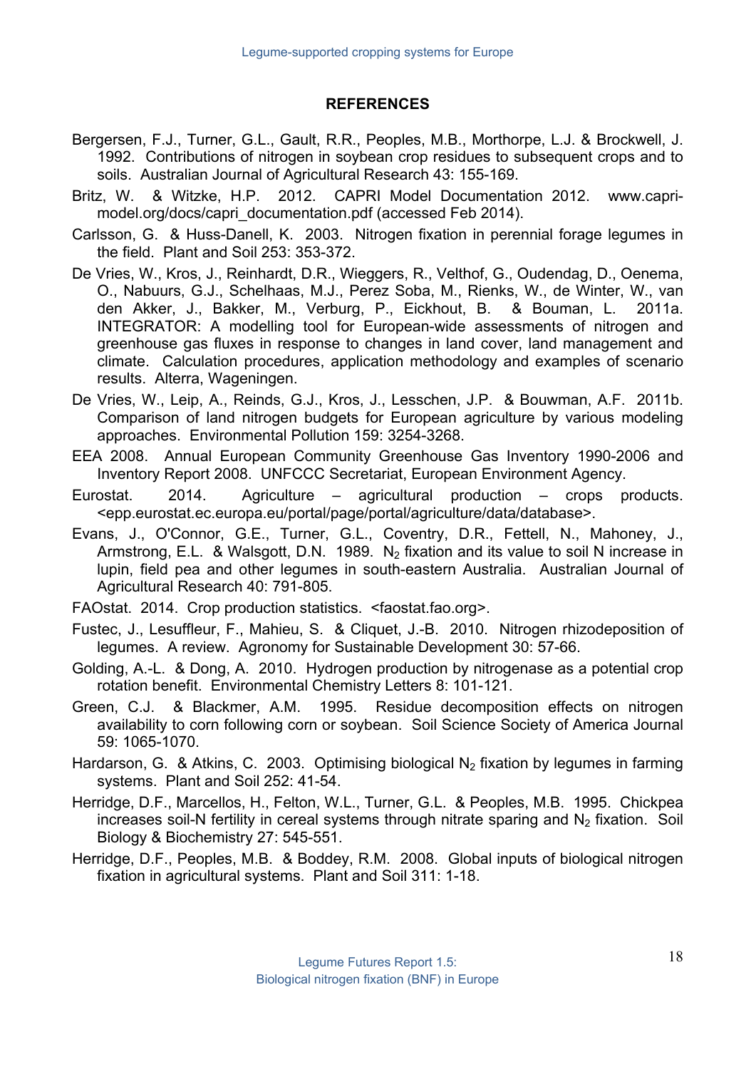## REFERENCES

Bergersen, F.J., Turner, G.L., Gault, R.R., Peoples, M.B., Morthorpe, L.J. & Brockwell, J. 1992. Contributions of nitrogen in soybean crop residues to subsequent crops and to soils. Australian Journal of Agricultural Research 43: 155-169.

Britz, W. & Witzke, H.P. 2012. CAPRI Model Documentation 2012. www.capri-model.org/docs/capri_documentation.pdf (accessed Feb 2014).

Carlsson, G. & Huss-Danell, K. 2003. Nitrogen fixation in perennial forage legumes in the field. Plant and Soil 253: 353-372.

De Vries, W., Kros, J., Reinhardt, D.R., Wieggers, R., Velthof, G., Oudendag, D., Oenema, O., Nabuurs, G.J., Schelhaas, M.J., Perez Soba, M., Rienks, W., de Winter, W., van den Akker, J., Bakker, M., Verburg, P., Eickhout, B. & Bouman, L. 2011a. INTEGRATOR: A modelling tool for European-wide assessments of nitrogen and greenhouse gas fluxes in response to changes in land cover, land management and climate. Calculation procedures, application methodology and examples of scenario results. Alterra, Wageningen.

De Vries, W., Leip, A., Reinds, G.J., Kros, J., Lesschen, J.P. & Bouwman, A.F. 2011b. Comparison of land nitrogen budgets for European agriculture by various modeling approaches. Environmental Pollution 159: 3254-3268.

EEA 2008. Annual European Community Greenhouse Gas Inventory 1990-2006 and Inventory Report 2008. UNFCCC Secretariat, European Environment Agency.

Eurostat. 2014. Agriculture – agricultural production – crops products. <epp.eurostat.ec.europa.eu/portal/page/portal/agriculture/data/database>.

Evans, J., O'Connor, G.E., Turner, G.L., Coventry, D.R., Fettell, N., Mahoney, J., Armstrong, E.L. & Walsgott, D.N. 1989. $N_2$ fixation and its value to soil N increase in lupin, field pea and other legumes in south-eastern Australia. Australian Journal of Agricultural Research 40: 791-805.

FAOstat. 2014. Crop production statistics. <faostat.fao.org>.

Fustec, J., Lesuffleur, F., Mahieu, S. & Cliquet, J.-B. 2010. Nitrogen rhizodeposition of legumes. A review. Agronomy for Sustainable Development 30: 57-66.

Golding, A.-L. & Dong, A. 2010. Hydrogen production by nitrogenase as a potential crop rotation benefit. Environmental Chemistry Letters 8: 101-121.

Green, C.J. & Blackmer, A.M. 1995. Residue decomposition effects on nitrogen availability to corn following corn or soybean. Soil Science Society of America Journal 59: 1065-1070.

Hardarson, G. & Atkins, C. 2003. Optimising biological $N_2$ fixation by legumes in farming systems. Plant and Soil 252: 41-54.

Herridge, D.F., Marcellos, H., Felton, W.L., Turner, G.L. & Peoples, M.B. 1995. Chickpea increases soil-N fertility in cereal systems through nitrate sparing and $N_2$ fixation. Soil Biology & Biochemistry 27: 545-551.

Herridge, D.F., Peoples, M.B. & Boddey, R.M. 2008. Global inputs of biological nitrogen fixation in agricultural systems. Plant and Soil 311: 1-18.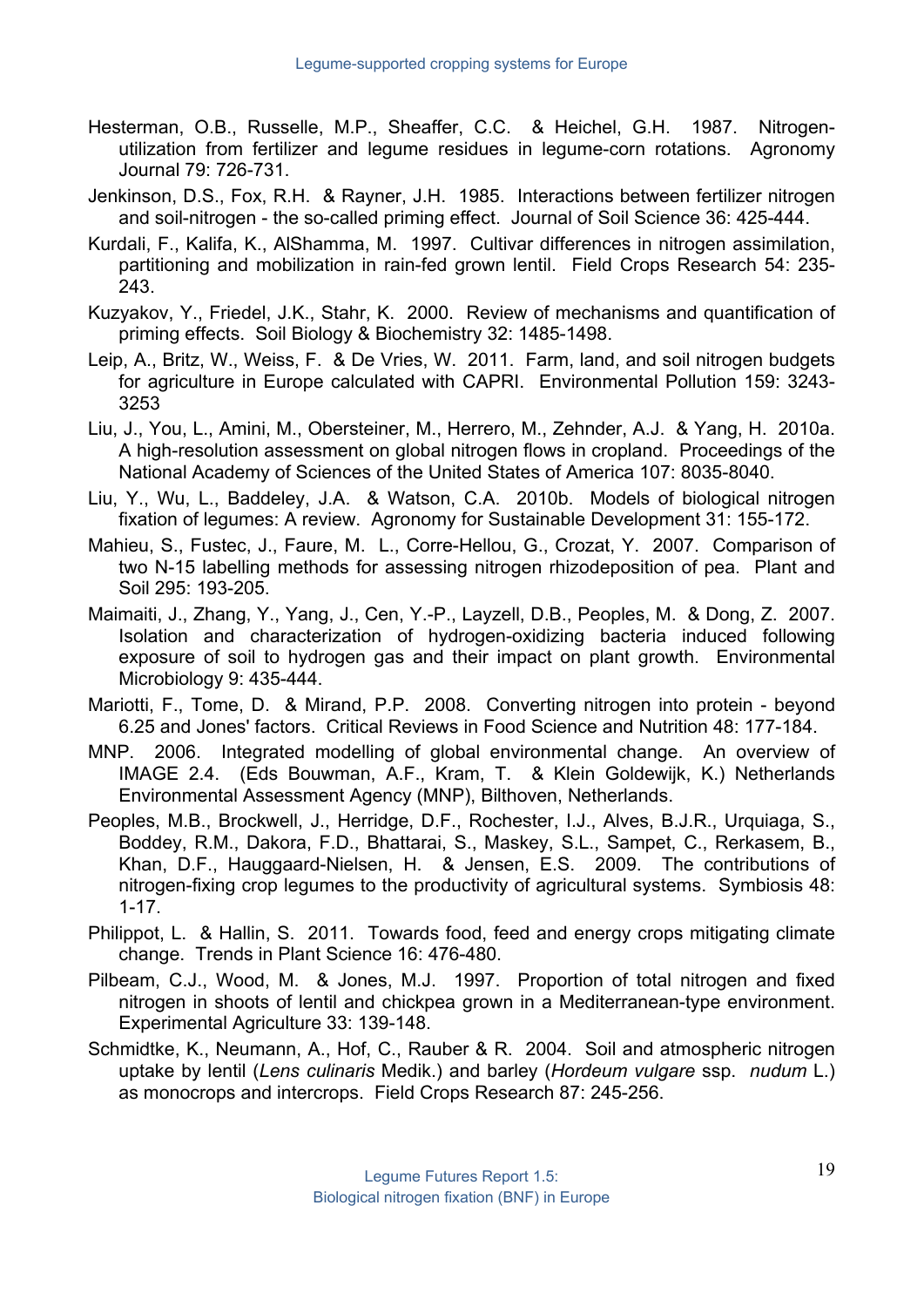Hesterman, O.B., Russelle, M.P., Sheaffer, C.C. & Heichel, G.H. 1987. Nitrogen-utilization from fertilizer and legume residues in legume-corn rotations. Agronomy Journal 79: 726-731.

Jenkinson, D.S., Fox, R.H. & Rayner, J.H. 1985. Interactions between fertilizer nitrogen and soil-nitrogen - the so-called priming effect. Journal of Soil Science 36: 425-444.

Kurdali, F., Kalifa, K., AlShamma, M. 1997. Cultivar differences in nitrogen assimilation, partitioning and mobilization in rain-fed grown lentil. Field Crops Research 54: 235-243.

Kuzyakov, Y., Friedel, J.K., Stahr, K. 2000. Review of mechanisms and quantification of priming effects. Soil Biology & Biochemistry 32: 1485-1498.

Leip, A., Britz, W., Weiss, F. & De Vries, W. 2011. Farm, land, and soil nitrogen budgets for agriculture in Europe calculated with CAPRI. Environmental Pollution 159: 3243-3253

Liu, J., You, L., Amini, M., Obersteiner, M., Herrero, M., Zehnder, A.J. & Yang, H. 2010a. A high-resolution assessment on global nitrogen flows in cropland. Proceedings of the National Academy of Sciences of the United States of America 107: 8035-8040.

Liu, Y., Wu, L., Baddeley, J.A. & Watson, C.A. 2010b. Models of biological nitrogen fixation of legumes: A review. Agronomy for Sustainable Development 31: 155-172.

Mahieu, S., Fustec, J., Faure, M. L., Corre-Hellou, G., Crozat, Y. 2007. Comparison of two N-15 labelling methods for assessing nitrogen rhizodeposition of pea. Plant and Soil 295: 193-205.

Maimaiti, J., Zhang, Y., Yang, J., Cen, Y.-P., Layzell, D.B., Peoples, M. & Dong, Z. 2007. Isolation and characterization of hydrogen-oxidizing bacteria induced following exposure of soil to hydrogen gas and their impact on plant growth. Environmental Microbiology 9: 435-444.

Mariotti, F., Tome, D. & Mirand, P.P. 2008. Converting nitrogen into protein - beyond 6.25 and Jones' factors. Critical Reviews in Food Science and Nutrition 48: 177-184.

MNP. 2006. Integrated modelling of global environmental change. An overview of IMAGE 2.4. (Eds Bouwman, A.F., Kram, T. & Klein Goldewijk, K.) Netherlands Environmental Assessment Agency (MNP), Bilthoven, Netherlands.

Peoples, M.B., Brockwell, J., Herridge, D.F., Rochester, I.J., Alves, B.J.R., Urquiaga, S., Boddey, R.M., Dakora, F.D., Bhattarai, S., Maskey, S.L., Sampet, C., Rerkasem, B., Khan, D.F., Hauggaard-Nielsen, H. & Jensen, E.S. 2009. The contributions of nitrogen-fixing crop legumes to the productivity of agricultural systems. Symbiosis 48: 1-17.

Philippot, L. & Hallin, S. 2011. Towards food, feed and energy crops mitigating climate change. Trends in Plant Science 16: 476-480.

Pilbeam, C.J., Wood, M. & Jones, M.J. 1997. Proportion of total nitrogen and fixed nitrogen in shoots of lentil and chickpea grown in a Mediterranean-type environment. Experimental Agriculture 33: 139-148.

Schmidtke, K., Neumann, A., Hof, C., Rauber & R. 2004. Soil and atmospheric nitrogen uptake by lentil (*Lens culinaris* Medik.) and barley (*Hordeum vulgare* ssp. *nudum* L.) as monocrops and intercrops. Field Crops Research 87: 245-256.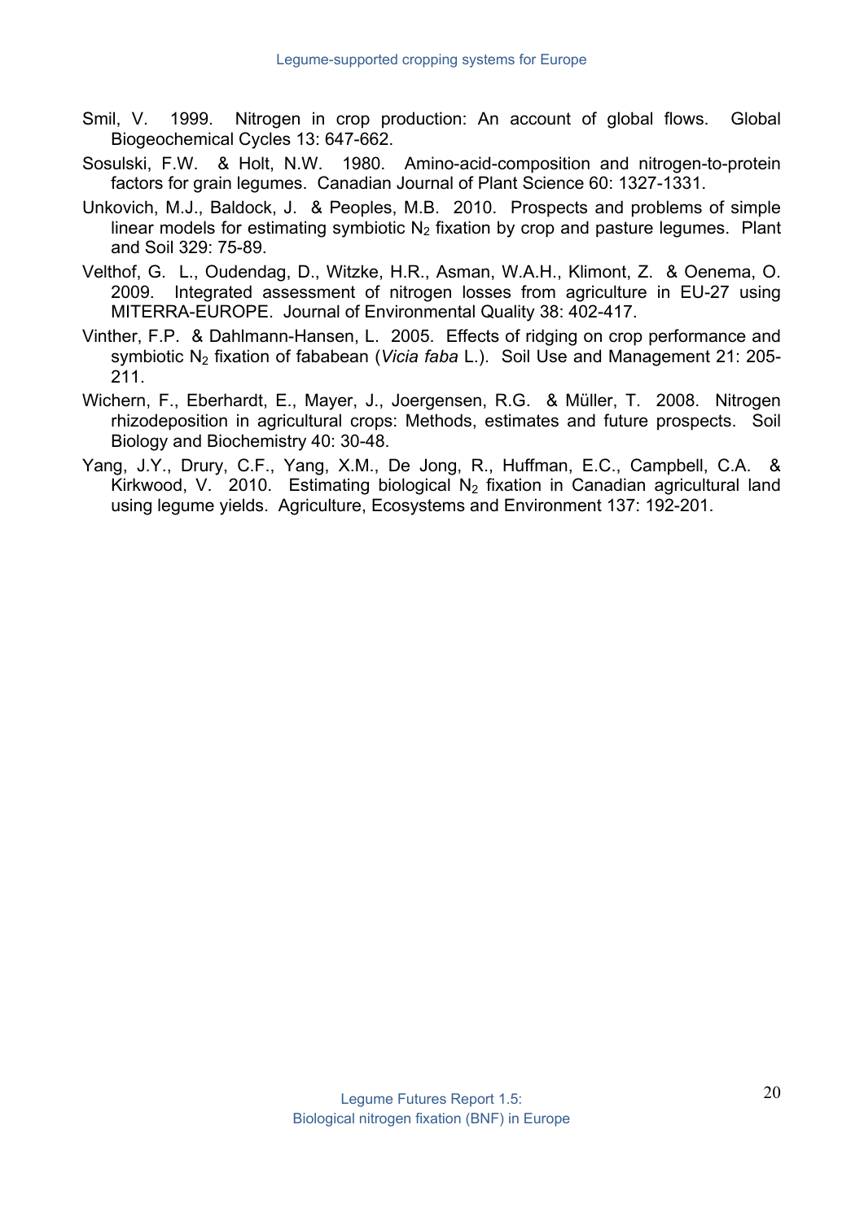Smil, V. 1999. Nitrogen in crop production: An account of global flows. Global Biogeochemical Cycles 13: 647-662.

Sosulski, F.W. & Holt, N.W. 1980. Amino-acid-composition and nitrogen-to-protein factors for grain legumes. Canadian Journal of Plant Science 60: 1327-1331.

Unkovich, M.J., Baldock, J. & Peoples, M.B. 2010. Prospects and problems of simple linear models for estimating symbiotic $N_2$ fixation by crop and pasture legumes. Plant and Soil 329: 75-89.

Velthof, G. L., Oudendag, D., Witzke, H.R., Asman, W.A.H., Klimont, Z. & Oenema, O. 2009. Integrated assessment of nitrogen losses from agriculture in EU-27 using MITERRA-EUROPE. Journal of Environmental Quality 38: 402-417.

Vinther, F.P. & Dahlmann-Hansen, L. 2005. Effects of ridging on crop performance and symbiotic $N_2$ fixation of fababean (*Vicia faba* L.). Soil Use and Management 21: 205-211.

Wichern, F., Eberhardt, E., Mayer, J., Joergensen, R.G. & Müller, T. 2008. Nitrogen rhizodeposition in agricultural crops: Methods, estimates and future prospects. Soil Biology and Biochemistry 40: 30-48.

Yang, J.Y., Drury, C.F., Yang, X.M., De Jong, R., Huffman, E.C., Campbell, C.A. & Kirkwood, V. 2010. Estimating biological $N_2$ fixation in Canadian agricultural land using legume yields. Agriculture, Ecosystems and Environment 137: 192-201.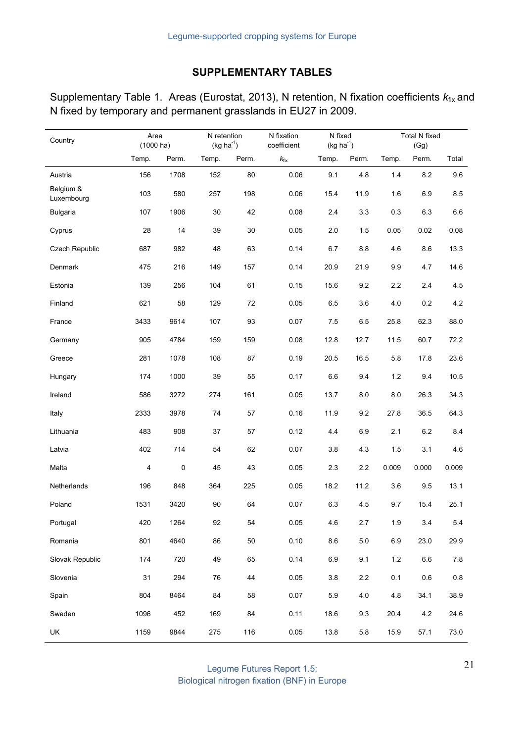## SUPPLEMENTARY TABLES

Supplementary Table 1. Areas (Eurostat, 2013), N retention, N fixation coefficients $k_{fix}$ and N fixed by temporary and permanent grasslands in EU27 in 2009.

| Country | Area (1000 ha) | | N retention (kg ha$^{-1}$) | | N fixation coefficient | N fixed (kg ha$^{-1}$) | | Total N fixed (Gg) | | |
|---|---|---|---|---|---|---|---|---|---|---|
| | Temp. | Perm. | Temp. | Perm. | $k_{fix}$ | Temp. | Perm. | Temp. | Perm. | Total |
| Austria | 156 | 1708 | 152 | 80 | 0.06 | 9.1 | 4.8 | 1.4 | 8.2 | 9.6 |
| Belgium & Luxembourg | 103 | 580 | 257 | 198 | 0.06 | 15.4 | 11.9 | 1.6 | 6.9 | 8.5 |
| Bulgaria | 107 | 1906 | 30 | 42 | 0.08 | 2.4 | 3.3 | 0.3 | 6.3 | 6.6 |
| Cyprus | 28 | 14 | 39 | 30 | 0.05 | 2.0 | 1.5 | 0.05 | 0.02 | 0.08 |
| Czech Republic | 687 | 982 | 48 | 63 | 0.14 | 6.7 | 8.8 | 4.6 | 8.6 | 13.3 |
| Denmark | 475 | 216 | 149 | 157 | 0.14 | 20.9 | 21.9 | 9.9 | 4.7 | 14.6 |
| Estonia | 139 | 256 | 104 | 61 | 0.15 | 15.6 | 9.2 | 2.2 | 2.4 | 4.5 |
| Finland | 621 | 58 | 129 | 72 | 0.05 | 6.5 | 3.6 | 4.0 | 0.2 | 4.2 |
| France | 3433 | 9614 | 107 | 93 | 0.07 | 7.5 | 6.5 | 25.8 | 62.3 | 88.0 |
| Germany | 905 | 4784 | 159 | 159 | 0.08 | 12.8 | 12.7 | 11.5 | 60.7 | 72.2 |
| Greece | 281 | 1078 | 108 | 87 | 0.19 | 20.5 | 16.5 | 5.8 | 17.8 | 23.6 |
| Hungary | 174 | 1000 | 39 | 55 | 0.17 | 6.6 | 9.4 | 1.2 | 9.4 | 10.5 |
| Ireland | 586 | 3272 | 274 | 161 | 0.05 | 13.7 | 8.0 | 8.0 | 26.3 | 34.3 |
| Italy | 2333 | 3978 | 74 | 57 | 0.16 | 11.9 | 9.2 | 27.8 | 36.5 | 64.3 |
| Lithuania | 483 | 908 | 37 | 57 | 0.12 | 4.4 | 6.9 | 2.1 | 6.2 | 8.4 |
| Latvia | 402 | 714 | 54 | 62 | 0.07 | 3.8 | 4.3 | 1.5 | 3.1 | 4.6 |
| Malta | 4 | 0 | 45 | 43 | 0.05 | 2.3 | 2.2 | 0.009 | 0.000 | 0.009 |
| Netherlands | 196 | 848 | 364 | 225 | 0.05 | 18.2 | 11.2 | 3.6 | 9.5 | 13.1 |
| Poland | 1531 | 3420 | 90 | 64 | 0.07 | 6.3 | 4.5 | 9.7 | 15.4 | 25.1 |
| Portugal | 420 | 1264 | 92 | 54 | 0.05 | 4.6 | 2.7 | 1.9 | 3.4 | 5.4 |
| Romania | 801 | 4640 | 86 | 50 | 0.10 | 8.6 | 5.0 | 6.9 | 23.0 | 29.9 |
| Slovak Republic | 174 | 720 | 49 | 65 | 0.14 | 6.9 | 9.1 | 1.2 | 6.6 | 7.8 |
| Slovenia | 31 | 294 | 76 | 44 | 0.05 | 3.8 | 2.2 | 0.1 | 0.6 | 0.8 |
| Spain | 804 | 8464 | 84 | 58 | 0.07 | 5.9 | 4.0 | 4.8 | 34.1 | 38.9 |
| Sweden | 1096 | 452 | 169 | 84 | 0.11 | 18.6 | 9.3 | 20.4 | 4.2 | 24.6 |
| UK | 1159 | 9844 | 275 | 116 | 0.05 | 13.8 | 5.8 | 15.9 | 57.1 | 73.0 |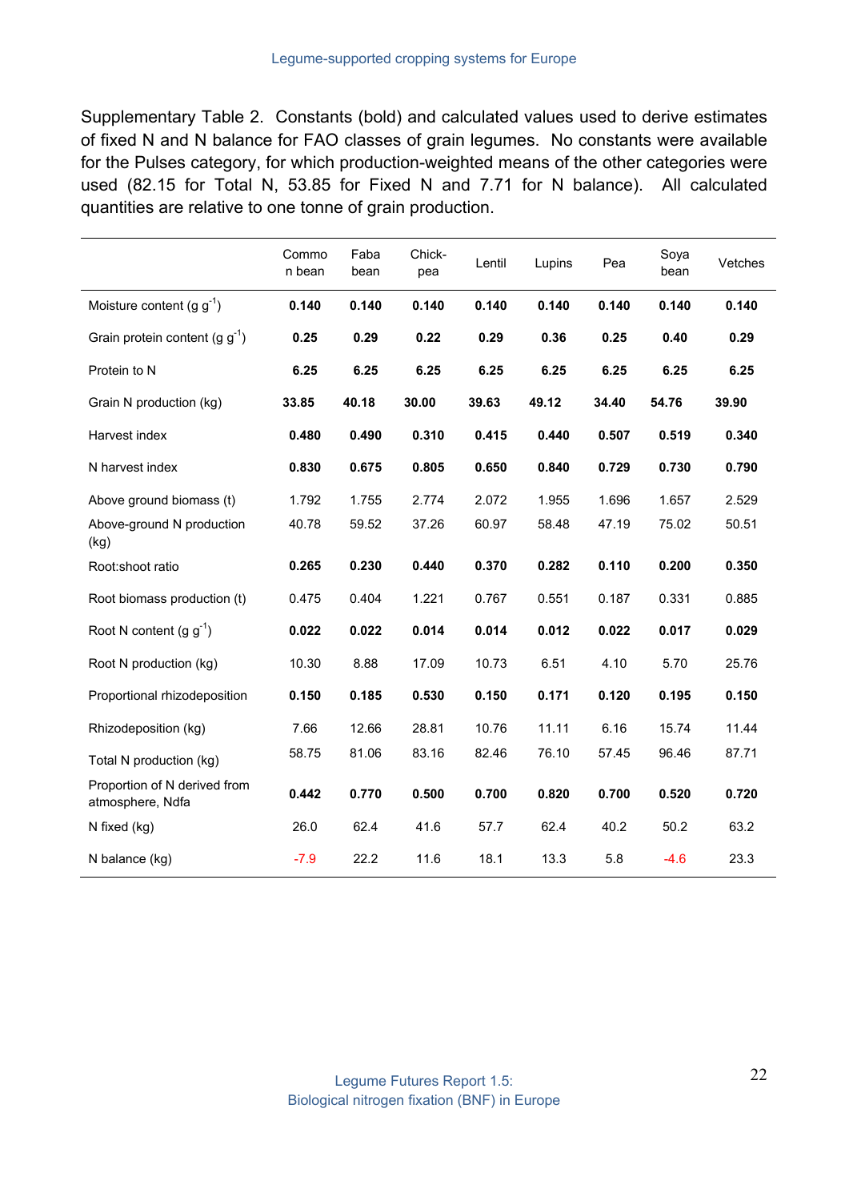Supplementary Table 2. Constants (bold) and calculated values used to derive estimates of fixed N and N balance for FAO classes of grain legumes. No constants were available for the Pulses category, for which production-weighted means of the other categories were used (82.15 for Total N, 53.85 for Fixed N and 7.71 for N balance). All calculated quantities are relative to one tonne of grain production.

| | Common bean | Faba bean | Chick-pea | Lentil | Lupins | Pea | Soya bean | Vetches |
|---|---|---|---|---|---|---|---|---|
| Moisture content (g $g^{-1}$) | **0.140** | **0.140** | **0.140** | **0.140** | **0.140** | **0.140** | **0.140** | **0.140** |
| Grain protein content (g $g^{-1}$) | **0.25** | **0.29** | **0.22** | **0.29** | **0.36** | **0.25** | **0.40** | **0.29** |
| Protein to N | **6.25** | **6.25** | **6.25** | **6.25** | **6.25** | **6.25** | **6.25** | **6.25** |
| Grain N production (kg) | **33.85** | **40.18** | **30.00** | **39.63** | **49.12** | **34.40** | **54.76** | **39.90** |
| Harvest index | **0.480** | **0.490** | **0.310** | **0.415** | **0.440** | **0.507** | **0.519** | **0.340** |
| N harvest index | **0.830** | **0.675** | **0.805** | **0.650** | **0.840** | **0.729** | **0.730** | **0.790** |
| Above ground biomass (t) | 1.792 | 1.755 | 2.774 | 2.072 | 1.955 | 1.696 | 1.657 | 2.529 |
| Above-ground N production (kg) | 40.78 | 59.52 | 37.26 | 60.97 | 58.48 | 47.19 | 75.02 | 50.51 |
| Root:shoot ratio | **0.265** | **0.230** | **0.440** | **0.370** | **0.282** | **0.110** | **0.200** | **0.350** |
| Root biomass production (t) | 0.475 | 0.404 | 1.221 | 0.767 | 0.551 | 0.187 | 0.331 | 0.885 |
| Root N content (g $g^{-1}$) | **0.022** | **0.022** | **0.014** | **0.014** | **0.012** | **0.022** | **0.017** | **0.029** |
| Root N production (kg) | 10.30 | 8.88 | 17.09 | 10.73 | 6.51 | 4.10 | 5.70 | 25.76 |
| Proportional rhizodeposition | **0.150** | **0.185** | **0.530** | **0.150** | **0.171** | **0.120** | **0.195** | **0.150** |
| Rhizodeposition (kg) | 7.66 | 12.66 | 28.81 | 10.76 | 11.11 | 6.16 | 15.74 | 11.44 |
| Total N production (kg) | 58.75 | 81.06 | 83.16 | 82.46 | 76.10 | 57.45 | 96.46 | 87.71 |
| Proportion of N derived from atmosphere, Ndfa | **0.442** | **0.770** | **0.500** | **0.700** | **0.820** | **0.700** | **0.520** | **0.720** |
| N fixed (kg) | 26.0 | 62.4 | 41.6 | 57.7 | 62.4 | 40.2 | 50.2 | 63.2 |
| N balance (kg) | -7.9 | 22.2 | 11.6 | 18.1 | 13.3 | 5.8 | -4.6 | 23.3 |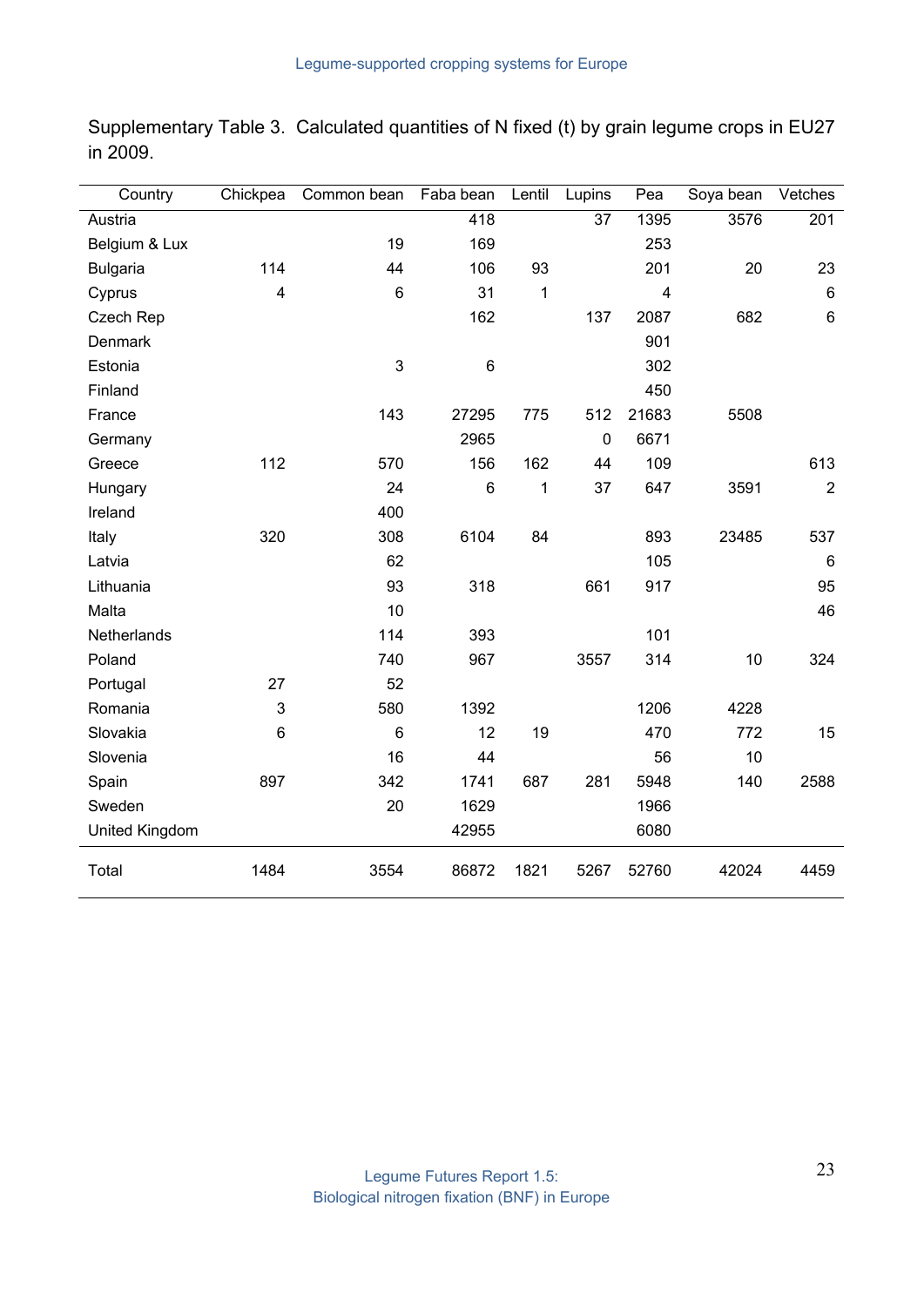Supplementary Table 3. Calculated quantities of N fixed (t) by grain legume crops in EU27 in 2009.

| Country | Chickpea | Common bean | Faba bean | Lentil | Lupins | Pea | Soya bean | Vetches |
|---|---|---|---|---|---|---|---|---|
| Austria | | | 418 | | 37 | 1395 | 3576 | 201 |
| Belgium & Lux | | 19 | 169 | | | 253 | | |
| Bulgaria | 114 | 44 | 106 | 93 | | 201 | 20 | 23 |
| Cyprus | 4 | 6 | 31 | 1 | | 4 | | 6 |
| Czech Rep | | | 162 | | 137 | 2087 | 682 | 6 |
| Denmark | | | | | | 901 | | |
| Estonia | | 3 | 6 | | | 302 | | |
| Finland | | | | | | 450 | | |
| France | | 143 | 27295 | 775 | 512 | 21683 | 5508 | |
| Germany | | | 2965 | | 0 | 6671 | | |
| Greece | 112 | 570 | 156 | 162 | 44 | 109 | | 613 |
| Hungary | | 24 | 6 | 1 | 37 | 647 | 3591 | 2 |
| Ireland | | 400 | | | | | | |
| Italy | 320 | 308 | 6104 | 84 | | 893 | 23485 | 537 |
| Latvia | | 62 | | | | 105 | | 6 |
| Lithuania | | 93 | 318 | | 661 | 917 | | 95 |
| Malta | | 10 | | | | | | 46 |
| Netherlands | | 114 | 393 | | | 101 | | |
| Poland | | 740 | 967 | | 3557 | 314 | 10 | 324 |
| Portugal | 27 | 52 | | | | | | |
| Romania | 3 | 580 | 1392 | | | 1206 | 4228 | |
| Slovakia | 6 | 6 | 12 | 19 | | 470 | 772 | 15 |
| Slovenia | | 16 | 44 | | | 56 | 10 | |
| Spain | 897 | 342 | 1741 | 687 | 281 | 5948 | 140 | 2588 |
| Sweden | | 20 | 1629 | | | 1966 | | |
| United Kingdom | | | 42955 | | | 6080 | | |
| Total | 1484 | 3554 | 86872 | 1821 | 5267 | 52760 | 42024 | 4459 |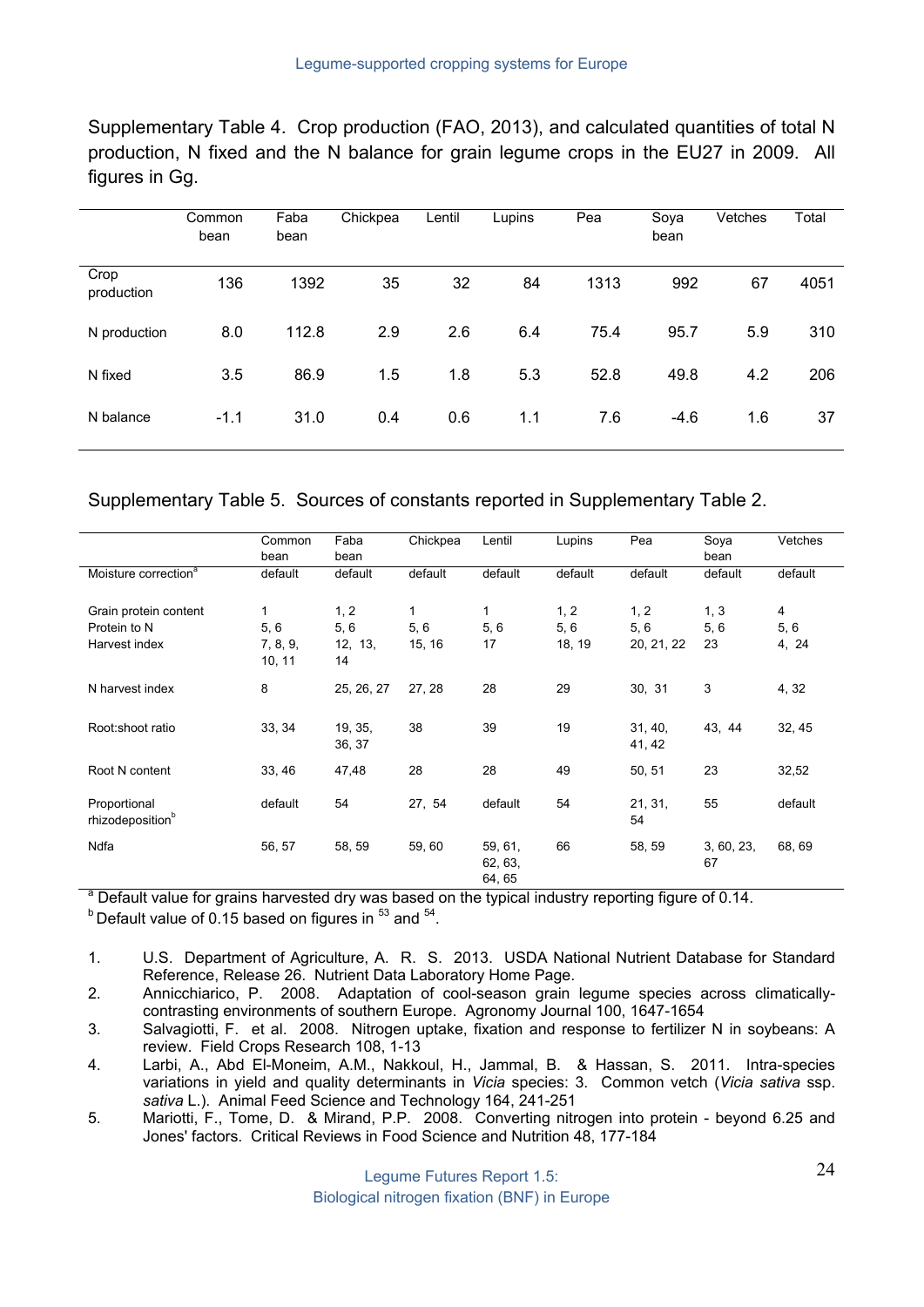Supplementary Table 4. Crop production (FAO, 2013), and calculated quantities of total N production, N fixed and the N balance for grain legume crops in the EU27 in 2009. All figures in Gg.

| | Common bean | Faba bean | Chickpea | Lentil | Lupins | Pea | Soya bean | Vetches | Total |
|---|---|---|---|---|---|---|---|---|---|
| Crop production | 136 | 1392 | 35 | 32 | 84 | 1313 | 992 | 67 | 4051 |
| N production | 8.0 | 112.8 | 2.9 | 2.6 | 6.4 | 75.4 | 95.7 | 5.9 | 310 |
| N fixed | 3.5 | 86.9 | 1.5 | 1.8 | 5.3 | 52.8 | 49.8 | 4.2 | 206 |
| N balance | -1.1 | 31.0 | 0.4 | 0.6 | 1.1 | 7.6 | -4.6 | 1.6 | 37 |

Supplementary Table 5. Sources of constants reported in Supplementary Table 2.

| | Common bean | Faba bean | Chickpea | Lentil | Lupins | Pea | Soya bean | Vetches |
|---|---|---|---|---|---|---|---|---|
| Moisture correction[a] | default | default | default | default | default | default | default | default |
| Grain protein content | 1 | 1, 2 | 1 | 1 | 1, 2 | 1, 2 | 1, 3 | 4 |
| Protein to N | 5, 6 | 5, 6 | 5, 6 | 5, 6 | 5, 6 | 5, 6 | 5, 6 | 5, 6 |
| Harvest index | 7, 8, 9, 10, 11 | 12, 13, 14 | 15, 16 | 17 | 18, 19 | 20, 21, 22 | 23 | 4, 24 |
| N harvest index | 8 | 25, 26, 27 | 27, 28 | 28 | 29 | 30, 31 | 3 | 4, 32 |
| Root:shoot ratio | 33, 34 | 19, 35, 36, 37 | 38 | 39 | 19 | 31, 40, 41, 42 | 43, 44 | 32, 45 |
| Root N content | 33, 46 | 47,48 | 28 | 28 | 49 | 50, 51 | 23 | 32,52 |
| Proportional rhizodeposition[b] | default | 54 | 27, 54 | default | 54 | 21, 31, 54 | 55 | default |
| Ndfa | 56, 57 | 58, 59 | 59, 60 | 59, 61, 62, 63, 64, 65 | 66 | 58, 59 | 3, 60, 23, 67 | 68, 69 |

[a] Default value for grains harvested dry was based on the typical industry reporting figure of 0.14.

[b] Default value of 0.15 based on figures in [53] and [54].

1. U.S. Department of Agriculture, A. R. S. 2013. USDA National Nutrient Database for Standard Reference, Release 26. Nutrient Data Laboratory Home Page.
2. Annicchiarico, P. 2008. Adaptation of cool-season grain legume species across climatically-contrasting environments of southern Europe. Agronomy Journal 100, 1647-1654
3. Salvagiotti, F. et al. 2008. Nitrogen uptake, fixation and response to fertilizer N in soybeans: A review. Field Crops Research 108, 1-13
4. Larbi, A., Abd El-Moneim, A.M., Nakkoul, H., Jammal, B. & Hassan, S. 2011. Intra-species variations in yield and quality determinants in *Vicia* species: 3. Common vetch (*Vicia sativa* ssp. *sativa* L.). Animal Feed Science and Technology 164, 241-251
5. Mariotti, F., Tome, D. & Mirand, P.P. 2008. Converting nitrogen into protein - beyond 6.25 and Jones' factors. Critical Reviews in Food Science and Nutrition 48, 177-184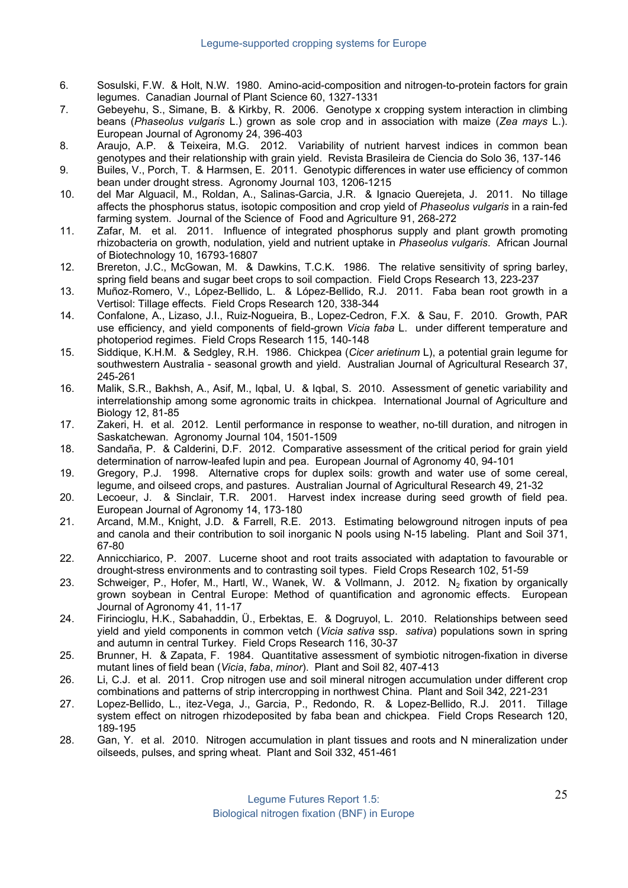6. Sosulski, F.W. & Holt, N.W. 1980. Amino-acid-composition and nitrogen-to-protein factors for grain legumes. Canadian Journal of Plant Science 60, 1327-1331
7. Gebeyehu, S., Simane, B. & Kirkby, R. 2006. Genotype x cropping system interaction in climbing beans (*Phaseolus vulgaris* L.) grown as sole crop and in association with maize (*Zea mays* L.). European Journal of Agronomy 24, 396-403
8. Araujo, A.P. & Teixeira, M.G. 2012. Variability of nutrient harvest indices in common bean genotypes and their relationship with grain yield. Revista Brasileira de Ciencia do Solo 36, 137-146
9. Builes, V., Porch, T. & Harmsen, E. 2011. Genotypic differences in water use efficiency of common bean under drought stress. Agronomy Journal 103, 1206-1215
10. del Mar Alguacil, M., Roldan, A., Salinas-Garcia, J.R. & Ignacio Querejeta, J. 2011. No tillage affects the phosphorus status, isotopic composition and crop yield of *Phaseolus vulgaris* in a rain-fed farming system. Journal of the Science of Food and Agriculture 91, 268-272
11. Zafar, M. et al. 2011. Influence of integrated phosphorus supply and plant growth promoting rhizobacteria on growth, nodulation, yield and nutrient uptake in *Phaseolus vulgaris*. African Journal of Biotechnology 10, 16793-16807
12. Brereton, J.C., McGowan, M. & Dawkins, T.C.K. 1986. The relative sensitivity of spring barley, spring field beans and sugar beet crops to soil compaction. Field Crops Research 13, 223-237
13. Muñoz-Romero, V., López-Bellido, L. & López-Bellido, R.J. 2011. Faba bean root growth in a Vertisol: Tillage effects. Field Crops Research 120, 338-344
14. Confalone, A., Lizaso, J.I., Ruiz-Nogueira, B., Lopez-Cedron, F.X. & Sau, F. 2010. Growth, PAR use efficiency, and yield components of field-grown *Vicia faba* L. under different temperature and photoperiod regimes. Field Crops Research 115, 140-148
15. Siddique, K.H.M. & Sedgley, R.H. 1986. Chickpea (*Cicer arietinum* L), a potential grain legume for southwestern Australia - seasonal growth and yield. Australian Journal of Agricultural Research 37, 245-261
16. Malik, S.R., Bakhsh, A., Asif, M., Iqbal, U. & Iqbal, S. 2010. Assessment of genetic variability and interrelationship among some agronomic traits in chickpea. International Journal of Agriculture and Biology 12, 81-85
17. Zakeri, H. et al. 2012. Lentil performance in response to weather, no-till duration, and nitrogen in Saskatchewan. Agronomy Journal 104, 1501-1509
18. Sandaña, P. & Calderini, D.F. 2012. Comparative assessment of the critical period for grain yield determination of narrow-leafed lupin and pea. European Journal of Agronomy 40, 94-101
19. Gregory, P.J. 1998. Alternative crops for duplex soils: growth and water use of some cereal, legume, and oilseed crops, and pastures. Australian Journal of Agricultural Research 49, 21-32
20. Lecoeur, J. & Sinclair, T.R. 2001. Harvest index increase during seed growth of field pea. European Journal of Agronomy 14, 173-180
21. Arcand, M.M., Knight, J.D. & Farrell, R.E. 2013. Estimating belowground nitrogen inputs of pea and canola and their contribution to soil inorganic N pools using N-15 labeling. Plant and Soil 371, 67-80
22. Annicchiarico, P. 2007. Lucerne shoot and root traits associated with adaptation to favourable or drought-stress environments and to contrasting soil types. Field Crops Research 102, 51-59
23. Schweiger, P., Hofer, M., Hartl, W., Wanek, W. & Vollmann, J. 2012. $N_2$ fixation by organically grown soybean in Central Europe: Method of quantification and agronomic effects. European Journal of Agronomy 41, 11-17
24. Firincioglu, H.K., Sabahaddin, Ü., Erbektas, E. & Dogruyol, L. 2010. Relationships between seed yield and yield components in common vetch (*Vicia sativa* ssp. *sativa*) populations sown in spring and autumn in central Turkey. Field Crops Research 116, 30-37
25. Brunner, H. & Zapata, F. 1984. Quantitative assessment of symbiotic nitrogen-fixation in diverse mutant lines of field bean (*Vicia*, *faba*, *minor*). Plant and Soil 82, 407-413
26. Li, C.J. et al. 2011. Crop nitrogen use and soil mineral nitrogen accumulation under different crop combinations and patterns of strip intercropping in northwest China. Plant and Soil 342, 221-231
27. Lopez-Bellido, L., itez-Vega, J., Garcia, P., Redondo, R. & Lopez-Bellido, R.J. 2011. Tillage system effect on nitrogen rhizodeposited by faba bean and chickpea. Field Crops Research 120, 189-195
28. Gan, Y. et al. 2010. Nitrogen accumulation in plant tissues and roots and N mineralization under oilseeds, pulses, and spring wheat. Plant and Soil 332, 451-461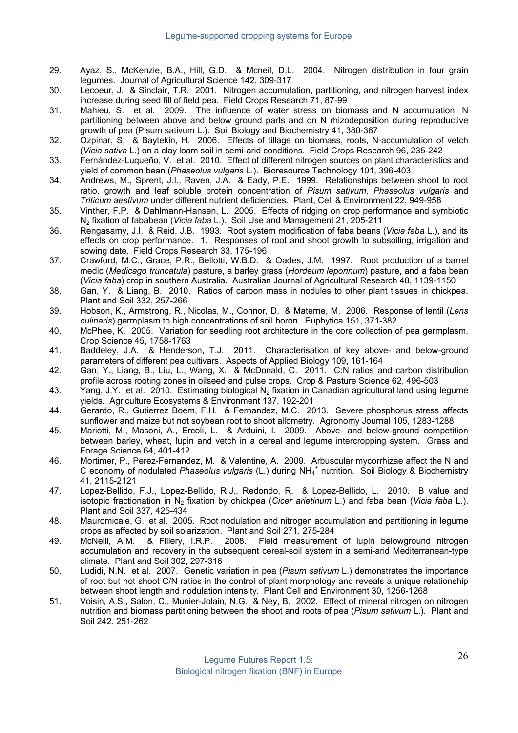29. Ayaz, S., McKenzie, B.A., Hill, G.D. & Mcneil, D.L. 2004. Nitrogen distribution in four grain legumes. Journal of Agricultural Science 142, 309-317
30. Lecoeur, J. & Sinclair, T.R. 2001. Nitrogen accumulation, partitioning, and nitrogen harvest index increase during seed fill of field pea. Field Crops Research 71, 87-99
31. Mahieu, S. et al. 2009. The influence of water stress on biomass and N accumulation, N partitioning between above and below ground parts and on N rhizodeposition during reproductive growth of pea (Pisum sativum L.). Soil Biology and Biochemistry 41, 380-387
32. Ozpinar, S. & Baytekin, H. 2006. Effects of tillage on biomass, roots, N-accumulation of vetch (*Vicia sativa* L.) on a clay loam soil in semi-arid conditions. Field Crops Research 96, 235-242
33. Fernández-Luqueño, V. et al. 2010. Effect of different nitrogen sources on plant characteristics and yield of common bean (*Phaseolus vulgaris* L.). Bioresource Technology 101, 396-403
34. Andrews, M., Sprent, J.I., Raven, J.A. & Eady, P.E. 1999. Relationships between shoot to root ratio, growth and leaf soluble protein concentration of *Pisum sativum*, *Phaseolus vulgaris* and *Triticum aestivum* under different nutrient deficiencies. Plant, Cell & Environment 22, 949-958
35. Vinther, F.P. & Dahlmann-Hansen, L. 2005. Effects of ridging on crop performance and symbiotic $N_2$ fixation of fababean (*Vicia faba* L.). Soil Use and Management 21, 205-211
36. Rengasamy, J.I. & Reid, J.B. 1993. Root system modification of faba beans (*Vicia faba* L.), and its effects on crop performance. 1. Responses of root and shoot growth to subsoiling, irrigation and sowing date. Field Crops Research 33, 175-196
37. Crawford, M.C., Grace, P.R., Bellotti, W.B.D. & Oades, J.M. 1997. Root production of a barrel medic (*Medicago truncatula*) pasture, a barley grass (*Hordeum leporinum*) pasture, and a faba bean (*Vicia faba*) crop in southern Australia. Australian Journal of Agricultural Research 48, 1139-1150
38. Gan, Y. & Liang, B. 2010. Ratios of carbon mass in nodules to other plant tissues in chickpea. Plant and Soil 332, 257-266
39. Hobson, K., Armstrong, R., Nicolas, M., Connor, D. & Materne, M. 2006. Response of lentil (*Lens culinaris*) germplasm to high concentrations of soil boron. Euphytica 151, 371-382
40. McPhee, K. 2005. Variation for seedling root architecture in the core collection of pea germplasm. Crop Science 45, 1758-1763
41. Baddeley, J.A. & Henderson, T.J. 2011. Characterisation of key above- and below-ground parameters of different pea cultivars. Aspects of Applied Biology 109, 161-164
42. Gan, Y., Liang, B., Liu, L., Wang, X. & McDonald, C. 2011. C:N ratios and carbon distribution profile across rooting zones in oilseed and pulse crops. Crop & Pasture Science 62, 496-503
43. Yang, J.Y. et al. 2010. Estimating biological $N_2$ fixation in Canadian agricultural land using legume yields. Agriculture Ecosystems & Environment 137, 192-201
44. Gerardo, R., Gutierrez Boem, F.H. & Fernandez, M.C. 2013. Severe phosphorus stress affects sunflower and maize but not soybean root to shoot allometry. Agronomy Journal 105, 1283-1288
45. Mariotti, M., Masoni, A., Ercoli, L. & Arduini, I. 2009. Above- and below-ground competition between barley, wheat, lupin and vetch in a cereal and legume intercropping system. Grass and Forage Science 64, 401-412
46. Mortimer, P., Perez-Fernandez, M. & Valentine, A. 2009. Arbuscular mycorrhizae affect the N and C economy of nodulated *Phaseolus vulgaris* (L.) during $NH_4^+$ nutrition. Soil Biology & Biochemistry 41, 2115-2121
47. Lopez-Bellido, F.J., Lopez-Bellido, R.J., Redondo, R. & Lopez-Bellido, L. 2010. B value and isotopic fractionation in $N_2$ fixation by chickpea (*Cicer arietinum* L.) and faba bean (*Vicia faba* L.). Plant and Soil 337, 425-434
48. Mauromicale, G. et al. 2005. Root nodulation and nitrogen accumulation and partitioning in legume crops as affected by soil solarization. Plant and Soil 271, 275-284
49. McNeill, A.M. & Fillery, I.R.P. 2008. Field measurement of lupin belowground nitrogen accumulation and recovery in the subsequent cereal-soil system in a semi-arid Mediterranean-type climate. Plant and Soil 302, 297-316
50. Ludidi, N.N. et al. 2007. Genetic variation in pea (*Pisum sativum* L.) demonstrates the importance of root but not shoot C/N ratios in the control of plant morphology and reveals a unique relationship between shoot length and nodulation intensity. Plant Cell and Environment 30, 1256-1268
51. Voisin, A.S., Salon, C., Munier-Jolain, N.G. & Ney, B. 2002. Effect of mineral nitrogen on nitrogen nutrition and biomass partitioning between the shoot and roots of pea (*Pisum sativum* L.). Plant and Soil 242, 251-262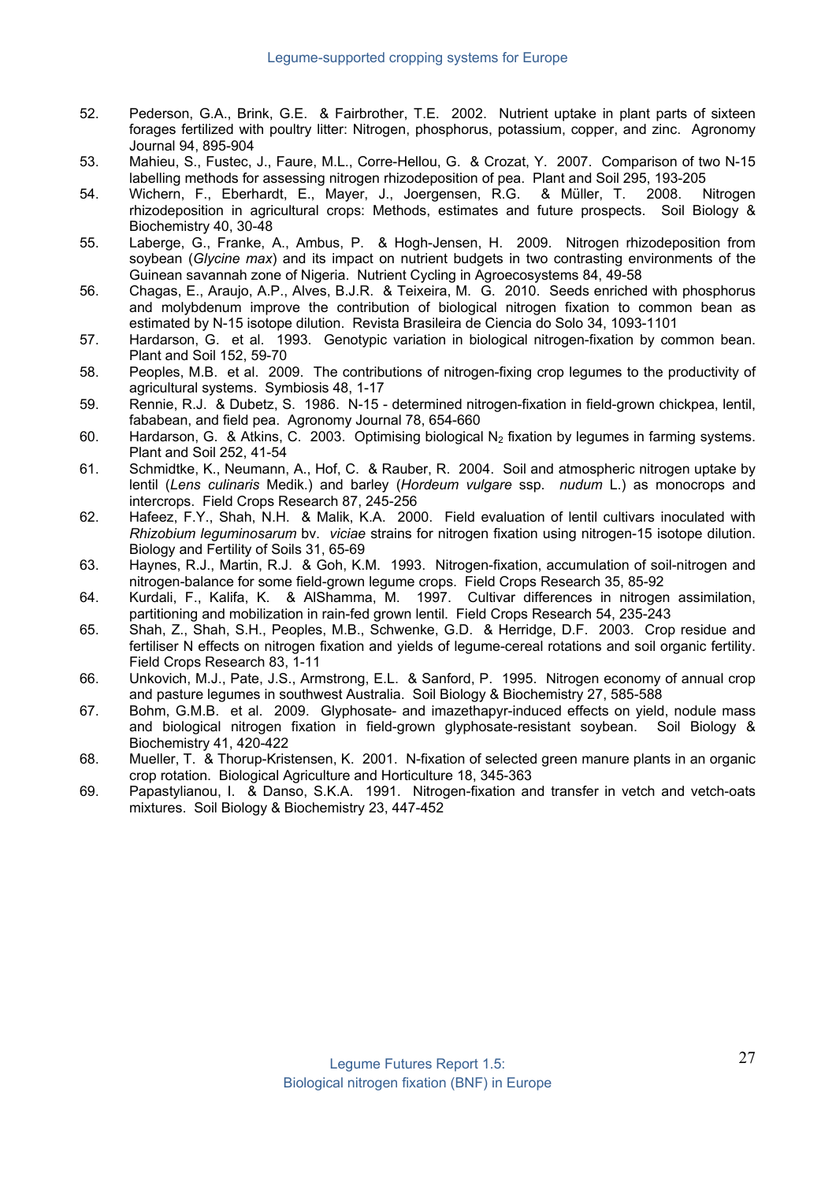52. Pederson, G.A., Brink, G.E. & Fairbrother, T.E. 2002. Nutrient uptake in plant parts of sixteen forages fertilized with poultry litter: Nitrogen, phosphorus, potassium, copper, and zinc. Agronomy Journal 94, 895-904
53. Mahieu, S., Fustec, J., Faure, M.L., Corre-Hellou, G. & Crozat, Y. 2007. Comparison of two N-15 labelling methods for assessing nitrogen rhizodeposition of pea. Plant and Soil 295, 193-205
54. Wichern, F., Eberhardt, E., Mayer, J., Joergensen, R.G. & Müller, T. 2008. Nitrogen rhizodeposition in agricultural crops: Methods, estimates and future prospects. Soil Biology & Biochemistry 40, 30-48
55. Laberge, G., Franke, A., Ambus, P. & Hogh-Jensen, H. 2009. Nitrogen rhizodeposition from soybean (*Glycine max*) and its impact on nutrient budgets in two contrasting environments of the Guinean savannah zone of Nigeria. Nutrient Cycling in Agroecosystems 84, 49-58
56. Chagas, E., Araujo, A.P., Alves, B.J.R. & Teixeira, M. G. 2010. Seeds enriched with phosphorus and molybdenum improve the contribution of biological nitrogen fixation to common bean as estimated by N-15 isotope dilution. Revista Brasileira de Ciencia do Solo 34, 1093-1101
57. Hardarson, G. et al. 1993. Genotypic variation in biological nitrogen-fixation by common bean. Plant and Soil 152, 59-70
58. Peoples, M.B. et al. 2009. The contributions of nitrogen-fixing crop legumes to the productivity of agricultural systems. Symbiosis 48, 1-17
59. Rennie, R.J. & Dubetz, S. 1986. N-15 - determined nitrogen-fixation in field-grown chickpea, lentil, fababean, and field pea. Agronomy Journal 78, 654-660
60. Hardarson, G. & Atkins, C. 2003. Optimising biological $N_2$ fixation by legumes in farming systems. Plant and Soil 252, 41-54
61. Schmidtke, K., Neumann, A., Hof, C. & Rauber, R. 2004. Soil and atmospheric nitrogen uptake by lentil (*Lens culinaris* Medik.) and barley (*Hordeum vulgare* ssp. *nudum* L.) as monocrops and intercrops. Field Crops Research 87, 245-256
62. Hafeez, F.Y., Shah, N.H. & Malik, K.A. 2000. Field evaluation of lentil cultivars inoculated with *Rhizobium leguminosarum* bv. *viciae* strains for nitrogen fixation using nitrogen-15 isotope dilution. Biology and Fertility of Soils 31, 65-69
63. Haynes, R.J., Martin, R.J. & Goh, K.M. 1993. Nitrogen-fixation, accumulation of soil-nitrogen and nitrogen-balance for some field-grown legume crops. Field Crops Research 35, 85-92
64. Kurdali, F., Kalifa, K. & AlShamma, M. 1997. Cultivar differences in nitrogen assimilation, partitioning and mobilization in rain-fed grown lentil. Field Crops Research 54, 235-243
65. Shah, Z., Shah, S.H., Peoples, M.B., Schwenke, G.D. & Herridge, D.F. 2003. Crop residue and fertiliser N effects on nitrogen fixation and yields of legume-cereal rotations and soil organic fertility. Field Crops Research 83, 1-11
66. Unkovich, M.J., Pate, J.S., Armstrong, E.L. & Sanford, P. 1995. Nitrogen economy of annual crop and pasture legumes in southwest Australia. Soil Biology & Biochemistry 27, 585-588
67. Bohm, G.M.B. et al. 2009. Glyphosate- and imazethapyr-induced effects on yield, nodule mass and biological nitrogen fixation in field-grown glyphosate-resistant soybean. Soil Biology & Biochemistry 41, 420-422
68. Mueller, T. & Thorup-Kristensen, K. 2001. N-fixation of selected green manure plants in an organic crop rotation. Biological Agriculture and Horticulture 18, 345-363
69. Papastylianou, I. & Danso, S.K.A. 1991. Nitrogen-fixation and transfer in vetch and vetch-oats mixtures. Soil Biology & Biochemistry 23, 447-452